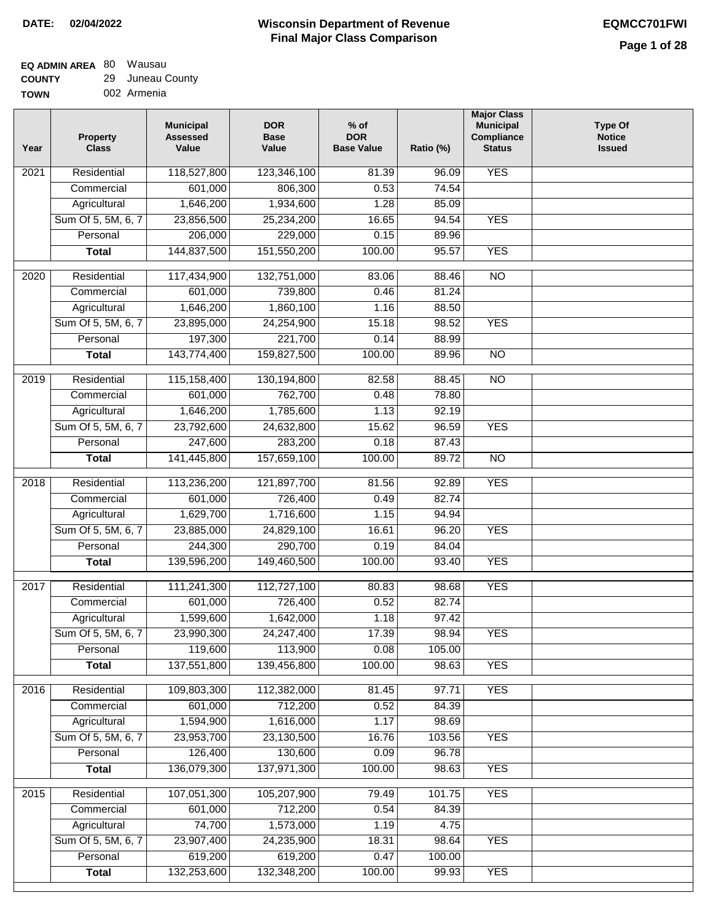**DATE: 02/04/2022**

# Wisconsin Department of Revenue
## Final Major Class Comparison

**EQMCC701FWI**

**EQ ADMIN AREA** 80 Wausau
**COUNTY** 29 Juneau County
**TOWN** 002 Armenia

| Year | Property Class | Municipal Assessed Value | DOR Base Value | % of DOR Base Value | Ratio (%) | Major Class Municipal Compliance Status | Type Of Notice Issued |
|---|---|---|---|---|---|---|---|
| 2021 | Residential | 118,527,800 | 123,346,100 | 81.39 | 96.09 | YES | |
| | Commercial | 601,000 | 806,300 | 0.53 | 74.54 | | |
| | Agricultural | 1,646,200 | 1,934,600 | 1.28 | 85.09 | | |
| | Sum Of 5, 5M, 6, 7 | 23,856,500 | 25,234,200 | 16.65 | 94.54 | YES | |
| | Personal | 206,000 | 229,000 | 0.15 | 89.96 | | |
| | **Total** | 144,837,500 | 151,550,200 | 100.00 | 95.57 | YES | |
| 2020 | Residential | 117,434,900 | 132,751,000 | 83.06 | 88.46 | NO | |
| | Commercial | 601,000 | 739,800 | 0.46 | 81.24 | | |
| | Agricultural | 1,646,200 | 1,860,100 | 1.16 | 88.50 | | |
| | Sum Of 5, 5M, 6, 7 | 23,895,000 | 24,254,900 | 15.18 | 98.52 | YES | |
| | Personal | 197,300 | 221,700 | 0.14 | 88.99 | | |
| | **Total** | 143,774,400 | 159,827,500 | 100.00 | 89.96 | NO | |
| 2019 | Residential | 115,158,400 | 130,194,800 | 82.58 | 88.45 | NO | |
| | Commercial | 601,000 | 762,700 | 0.48 | 78.80 | | |
| | Agricultural | 1,646,200 | 1,785,600 | 1.13 | 92.19 | | |
| | Sum Of 5, 5M, 6, 7 | 23,792,600 | 24,632,800 | 15.62 | 96.59 | YES | |
| | Personal | 247,600 | 283,200 | 0.18 | 87.43 | | |
| | **Total** | 141,445,800 | 157,659,100 | 100.00 | 89.72 | NO | |
| 2018 | Residential | 113,236,200 | 121,897,700 | 81.56 | 92.89 | YES | |
| | Commercial | 601,000 | 726,400 | 0.49 | 82.74 | | |
| | Agricultural | 1,629,700 | 1,716,600 | 1.15 | 94.94 | | |
| | Sum Of 5, 5M, 6, 7 | 23,885,000 | 24,829,100 | 16.61 | 96.20 | YES | |
| | Personal | 244,300 | 290,700 | 0.19 | 84.04 | | |
| | **Total** | 139,596,200 | 149,460,500 | 100.00 | 93.40 | YES | |
| 2017 | Residential | 111,241,300 | 112,727,100 | 80.83 | 98.68 | YES | |
| | Commercial | 601,000 | 726,400 | 0.52 | 82.74 | | |
| | Agricultural | 1,599,600 | 1,642,000 | 1.18 | 97.42 | | |
| | Sum Of 5, 5M, 6, 7 | 23,990,300 | 24,247,400 | 17.39 | 98.94 | YES | |
| | Personal | 119,600 | 113,900 | 0.08 | 105.00 | | |
| | **Total** | 137,551,800 | 139,456,800 | 100.00 | 98.63 | YES | |
| 2016 | Residential | 109,803,300 | 112,382,000 | 81.45 | 97.71 | YES | |
| | Commercial | 601,000 | 712,200 | 0.52 | 84.39 | | |
| | Agricultural | 1,594,900 | 1,616,000 | 1.17 | 98.69 | | |
| | Sum Of 5, 5M, 6, 7 | 23,953,700 | 23,130,500 | 16.76 | 103.56 | YES | |
| | Personal | 126,400 | 130,600 | 0.09 | 96.78 | | |
| | **Total** | 136,079,300 | 137,971,300 | 100.00 | 98.63 | YES | |
| 2015 | Residential | 107,051,300 | 105,207,900 | 79.49 | 101.75 | YES | |
| | Commercial | 601,000 | 712,200 | 0.54 | 84.39 | | |
| | Agricultural | 74,700 | 1,573,000 | 1.19 | 4.75 | | |
| | Sum Of 5, 5M, 6, 7 | 23,907,400 | 24,235,900 | 18.31 | 98.64 | YES | |
| | Personal | 619,200 | 619,200 | 0.47 | 100.00 | | |
| | **Total** | 132,253,600 | 132,348,200 | 100.00 | 99.93 | YES | |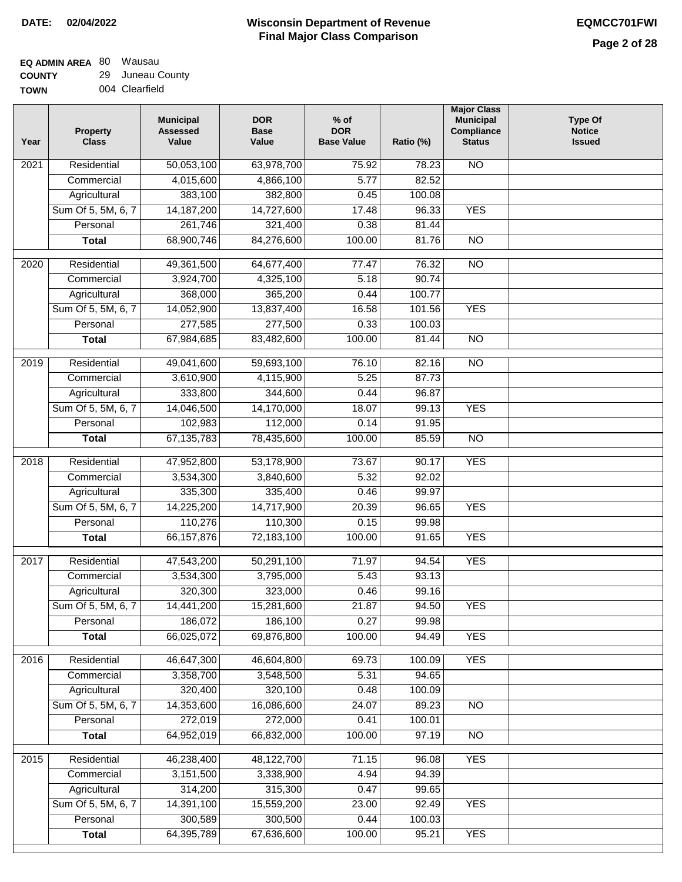**DATE: 02/04/2022**

# Wisconsin Department of Revenue
## Final Major Class Comparison

**EQMCC701FWI**

**EQ ADMIN AREA** 80 Wausau
**COUNTY** 29 Juneau County
**TOWN** 004 Clearfield

| Year | Property Class | Municipal Assessed Value | DOR Base Value | % of DOR Base Value | Ratio (%) | Major Class Municipal Compliance Status | Type Of Notice Issued |
|---|---|---|---|---|---|---|---|
| 2021 | Residential | 50,053,100 | 63,978,700 | 75.92 | 78.23 | NO | |
| | Commercial | 4,015,600 | 4,866,100 | 5.77 | 82.52 | | |
| | Agricultural | 383,100 | 382,800 | 0.45 | 100.08 | | |
| | Sum Of 5, 5M, 6, 7 | 14,187,200 | 14,727,600 | 17.48 | 96.33 | YES | |
| | Personal | 261,746 | 321,400 | 0.38 | 81.44 | | |
| | **Total** | 68,900,746 | 84,276,600 | 100.00 | 81.76 | NO | |
| 2020 | Residential | 49,361,500 | 64,677,400 | 77.47 | 76.32 | NO | |
| | Commercial | 3,924,700 | 4,325,100 | 5.18 | 90.74 | | |
| | Agricultural | 368,000 | 365,200 | 0.44 | 100.77 | | |
| | Sum Of 5, 5M, 6, 7 | 14,052,900 | 13,837,400 | 16.58 | 101.56 | YES | |
| | Personal | 277,585 | 277,500 | 0.33 | 100.03 | | |
| | **Total** | 67,984,685 | 83,482,600 | 100.00 | 81.44 | NO | |
| 2019 | Residential | 49,041,600 | 59,693,100 | 76.10 | 82.16 | NO | |
| | Commercial | 3,610,900 | 4,115,900 | 5.25 | 87.73 | | |
| | Agricultural | 333,800 | 344,600 | 0.44 | 96.87 | | |
| | Sum Of 5, 5M, 6, 7 | 14,046,500 | 14,170,000 | 18.07 | 99.13 | YES | |
| | Personal | 102,983 | 112,000 | 0.14 | 91.95 | | |
| | **Total** | 67,135,783 | 78,435,600 | 100.00 | 85.59 | NO | |
| 2018 | Residential | 47,952,800 | 53,178,900 | 73.67 | 90.17 | YES | |
| | Commercial | 3,534,300 | 3,840,600 | 5.32 | 92.02 | | |
| | Agricultural | 335,300 | 335,400 | 0.46 | 99.97 | | |
| | Sum Of 5, 5M, 6, 7 | 14,225,200 | 14,717,900 | 20.39 | 96.65 | YES | |
| | Personal | 110,276 | 110,300 | 0.15 | 99.98 | | |
| | **Total** | 66,157,876 | 72,183,100 | 100.00 | 91.65 | YES | |
| 2017 | Residential | 47,543,200 | 50,291,100 | 71.97 | 94.54 | YES | |
| | Commercial | 3,534,300 | 3,795,000 | 5.43 | 93.13 | | |
| | Agricultural | 320,300 | 323,000 | 0.46 | 99.16 | | |
| | Sum Of 5, 5M, 6, 7 | 14,441,200 | 15,281,600 | 21.87 | 94.50 | YES | |
| | Personal | 186,072 | 186,100 | 0.27 | 99.98 | | |
| | **Total** | 66,025,072 | 69,876,800 | 100.00 | 94.49 | YES | |
| 2016 | Residential | 46,647,300 | 46,604,800 | 69.73 | 100.09 | YES | |
| | Commercial | 3,358,700 | 3,548,500 | 5.31 | 94.65 | | |
| | Agricultural | 320,400 | 320,100 | 0.48 | 100.09 | | |
| | Sum Of 5, 5M, 6, 7 | 14,353,600 | 16,086,600 | 24.07 | 89.23 | NO | |
| | Personal | 272,019 | 272,000 | 0.41 | 100.01 | | |
| | **Total** | 64,952,019 | 66,832,000 | 100.00 | 97.19 | NO | |
| 2015 | Residential | 46,238,400 | 48,122,700 | 71.15 | 96.08 | YES | |
| | Commercial | 3,151,500 | 3,338,900 | 4.94 | 94.39 | | |
| | Agricultural | 314,200 | 315,300 | 0.47 | 99.65 | | |
| | Sum Of 5, 5M, 6, 7 | 14,391,100 | 15,559,200 | 23.00 | 92.49 | YES | |
| | Personal | 300,589 | 300,500 | 0.44 | 100.03 | | |
| | **Total** | 64,395,789 | 67,636,600 | 100.00 | 95.21 | YES | |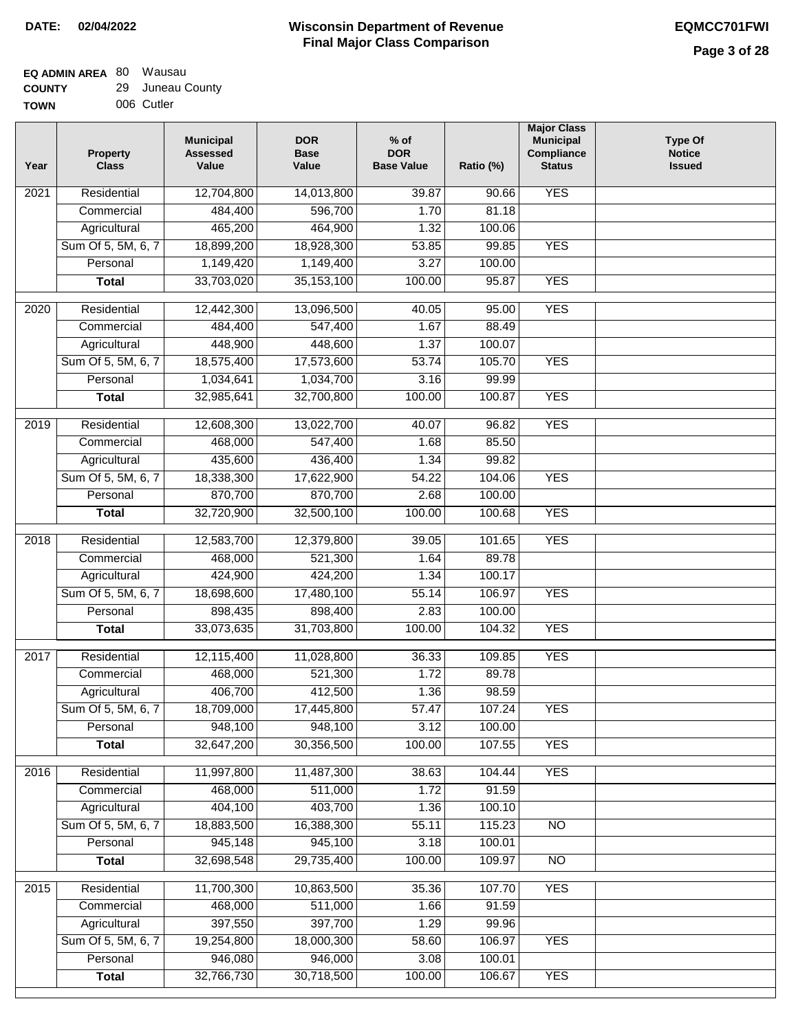**DATE: 02/04/2022**

# Wisconsin Department of Revenue
## Final Major Class Comparison

**EQMCC701FWI**

**EQ ADMIN AREA** 80 Wausau
**COUNTY** 29 Juneau County
**TOWN** 006 Cutler

| Year | Property Class | Municipal Assessed Value | DOR Base Value | % of DOR Base Value | Ratio (%) | Major Class Municipal Compliance Status | Type Of Notice Issued |
|---|---|---|---|---|---|---|---|
| 2021 | Residential | 12,704,800 | 14,013,800 | 39.87 | 90.66 | YES | |
| | Commercial | 484,400 | 596,700 | 1.70 | 81.18 | | |
| | Agricultural | 465,200 | 464,900 | 1.32 | 100.06 | | |
| | Sum Of 5, 5M, 6, 7 | 18,899,200 | 18,928,300 | 53.85 | 99.85 | YES | |
| | Personal | 1,149,420 | 1,149,400 | 3.27 | 100.00 | | |
| | **Total** | 33,703,020 | 35,153,100 | 100.00 | 95.87 | YES | |
| 2020 | Residential | 12,442,300 | 13,096,500 | 40.05 | 95.00 | YES | |
| | Commercial | 484,400 | 547,400 | 1.67 | 88.49 | | |
| | Agricultural | 448,900 | 448,600 | 1.37 | 100.07 | | |
| | Sum Of 5, 5M, 6, 7 | 18,575,400 | 17,573,600 | 53.74 | 105.70 | YES | |
| | Personal | 1,034,641 | 1,034,700 | 3.16 | 99.99 | | |
| | **Total** | 32,985,641 | 32,700,800 | 100.00 | 100.87 | YES | |
| 2019 | Residential | 12,608,300 | 13,022,700 | 40.07 | 96.82 | YES | |
| | Commercial | 468,000 | 547,400 | 1.68 | 85.50 | | |
| | Agricultural | 435,600 | 436,400 | 1.34 | 99.82 | | |
| | Sum Of 5, 5M, 6, 7 | 18,338,300 | 17,622,900 | 54.22 | 104.06 | YES | |
| | Personal | 870,700 | 870,700 | 2.68 | 100.00 | | |
| | **Total** | 32,720,900 | 32,500,100 | 100.00 | 100.68 | YES | |
| 2018 | Residential | 12,583,700 | 12,379,800 | 39.05 | 101.65 | YES | |
| | Commercial | 468,000 | 521,300 | 1.64 | 89.78 | | |
| | Agricultural | 424,900 | 424,200 | 1.34 | 100.17 | | |
| | Sum Of 5, 5M, 6, 7 | 18,698,600 | 17,480,100 | 55.14 | 106.97 | YES | |
| | Personal | 898,435 | 898,400 | 2.83 | 100.00 | | |
| | **Total** | 33,073,635 | 31,703,800 | 100.00 | 104.32 | YES | |
| 2017 | Residential | 12,115,400 | 11,028,800 | 36.33 | 109.85 | YES | |
| | Commercial | 468,000 | 521,300 | 1.72 | 89.78 | | |
| | Agricultural | 406,700 | 412,500 | 1.36 | 98.59 | | |
| | Sum Of 5, 5M, 6, 7 | 18,709,000 | 17,445,800 | 57.47 | 107.24 | YES | |
| | Personal | 948,100 | 948,100 | 3.12 | 100.00 | | |
| | **Total** | 32,647,200 | 30,356,500 | 100.00 | 107.55 | YES | |
| 2016 | Residential | 11,997,800 | 11,487,300 | 38.63 | 104.44 | YES | |
| | Commercial | 468,000 | 511,000 | 1.72 | 91.59 | | |
| | Agricultural | 404,100 | 403,700 | 1.36 | 100.10 | | |
| | Sum Of 5, 5M, 6, 7 | 18,883,500 | 16,388,300 | 55.11 | 115.23 | NO | |
| | Personal | 945,148 | 945,100 | 3.18 | 100.01 | | |
| | **Total** | 32,698,548 | 29,735,400 | 100.00 | 109.97 | NO | |
| 2015 | Residential | 11,700,300 | 10,863,500 | 35.36 | 107.70 | YES | |
| | Commercial | 468,000 | 511,000 | 1.66 | 91.59 | | |
| | Agricultural | 397,550 | 397,700 | 1.29 | 99.96 | | |
| | Sum Of 5, 5M, 6, 7 | 19,254,800 | 18,000,300 | 58.60 | 106.97 | YES | |
| | Personal | 946,080 | 946,000 | 3.08 | 100.01 | | |
| | **Total** | 32,766,730 | 30,718,500 | 100.00 | 106.67 | YES | |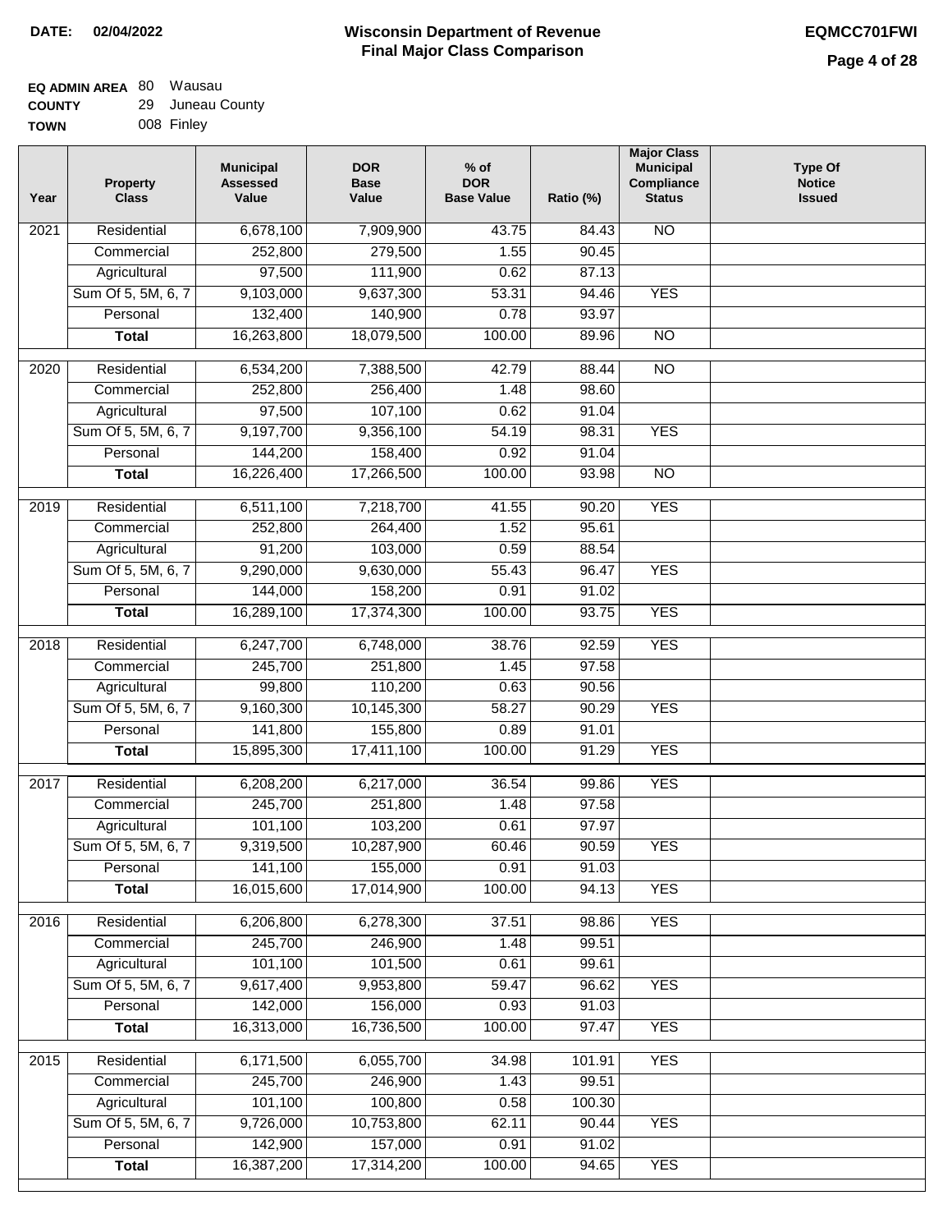**DATE: 02/04/2022**

# Wisconsin Department of Revenue
## Final Major Class Comparison

**EQMCC701FWI**

**EQ ADMIN AREA** 80 Wausau
**COUNTY** 29 Juneau County
**TOWN** 008 Finley

| Year | Property Class | Municipal Assessed Value | DOR Base Value | % of DOR Base Value | Ratio (%) | Major Class Municipal Compliance Status | Type Of Notice Issued |
|---|---|---|---|---|---|---|---|
| 2021 | Residential | 6,678,100 | 7,909,900 | 43.75 | 84.43 | NO | |
| | Commercial | 252,800 | 279,500 | 1.55 | 90.45 | | |
| | Agricultural | 97,500 | 111,900 | 0.62 | 87.13 | | |
| | Sum Of 5, 5M, 6, 7 | 9,103,000 | 9,637,300 | 53.31 | 94.46 | YES | |
| | Personal | 132,400 | 140,900 | 0.78 | 93.97 | | |
| | **Total** | 16,263,800 | 18,079,500 | 100.00 | 89.96 | NO | |
| 2020 | Residential | 6,534,200 | 7,388,500 | 42.79 | 88.44 | NO | |
| | Commercial | 252,800 | 256,400 | 1.48 | 98.60 | | |
| | Agricultural | 97,500 | 107,100 | 0.62 | 91.04 | | |
| | Sum Of 5, 5M, 6, 7 | 9,197,700 | 9,356,100 | 54.19 | 98.31 | YES | |
| | Personal | 144,200 | 158,400 | 0.92 | 91.04 | | |
| | **Total** | 16,226,400 | 17,266,500 | 100.00 | 93.98 | NO | |
| 2019 | Residential | 6,511,100 | 7,218,700 | 41.55 | 90.20 | YES | |
| | Commercial | 252,800 | 264,400 | 1.52 | 95.61 | | |
| | Agricultural | 91,200 | 103,000 | 0.59 | 88.54 | | |
| | Sum Of 5, 5M, 6, 7 | 9,290,000 | 9,630,000 | 55.43 | 96.47 | YES | |
| | Personal | 144,000 | 158,200 | 0.91 | 91.02 | | |
| | **Total** | 16,289,100 | 17,374,300 | 100.00 | 93.75 | YES | |
| 2018 | Residential | 6,247,700 | 6,748,000 | 38.76 | 92.59 | YES | |
| | Commercial | 245,700 | 251,800 | 1.45 | 97.58 | | |
| | Agricultural | 99,800 | 110,200 | 0.63 | 90.56 | | |
| | Sum Of 5, 5M, 6, 7 | 9,160,300 | 10,145,300 | 58.27 | 90.29 | YES | |
| | Personal | 141,800 | 155,800 | 0.89 | 91.01 | | |
| | **Total** | 15,895,300 | 17,411,100 | 100.00 | 91.29 | YES | |
| 2017 | Residential | 6,208,200 | 6,217,000 | 36.54 | 99.86 | YES | |
| | Commercial | 245,700 | 251,800 | 1.48 | 97.58 | | |
| | Agricultural | 101,100 | 103,200 | 0.61 | 97.97 | | |
| | Sum Of 5, 5M, 6, 7 | 9,319,500 | 10,287,900 | 60.46 | 90.59 | YES | |
| | Personal | 141,100 | 155,000 | 0.91 | 91.03 | | |
| | **Total** | 16,015,600 | 17,014,900 | 100.00 | 94.13 | YES | |
| 2016 | Residential | 6,206,800 | 6,278,300 | 37.51 | 98.86 | YES | |
| | Commercial | 245,700 | 246,900 | 1.48 | 99.51 | | |
| | Agricultural | 101,100 | 101,500 | 0.61 | 99.61 | | |
| | Sum Of 5, 5M, 6, 7 | 9,617,400 | 9,953,800 | 59.47 | 96.62 | YES | |
| | Personal | 142,000 | 156,000 | 0.93 | 91.03 | | |
| | **Total** | 16,313,000 | 16,736,500 | 100.00 | 97.47 | YES | |
| 2015 | Residential | 6,171,500 | 6,055,700 | 34.98 | 101.91 | YES | |
| | Commercial | 245,700 | 246,900 | 1.43 | 99.51 | | |
| | Agricultural | 101,100 | 100,800 | 0.58 | 100.30 | | |
| | Sum Of 5, 5M, 6, 7 | 9,726,000 | 10,753,800 | 62.11 | 90.44 | YES | |
| | Personal | 142,900 | 157,000 | 0.91 | 91.02 | | |
| | **Total** | 16,387,200 | 17,314,200 | 100.00 | 94.65 | YES | |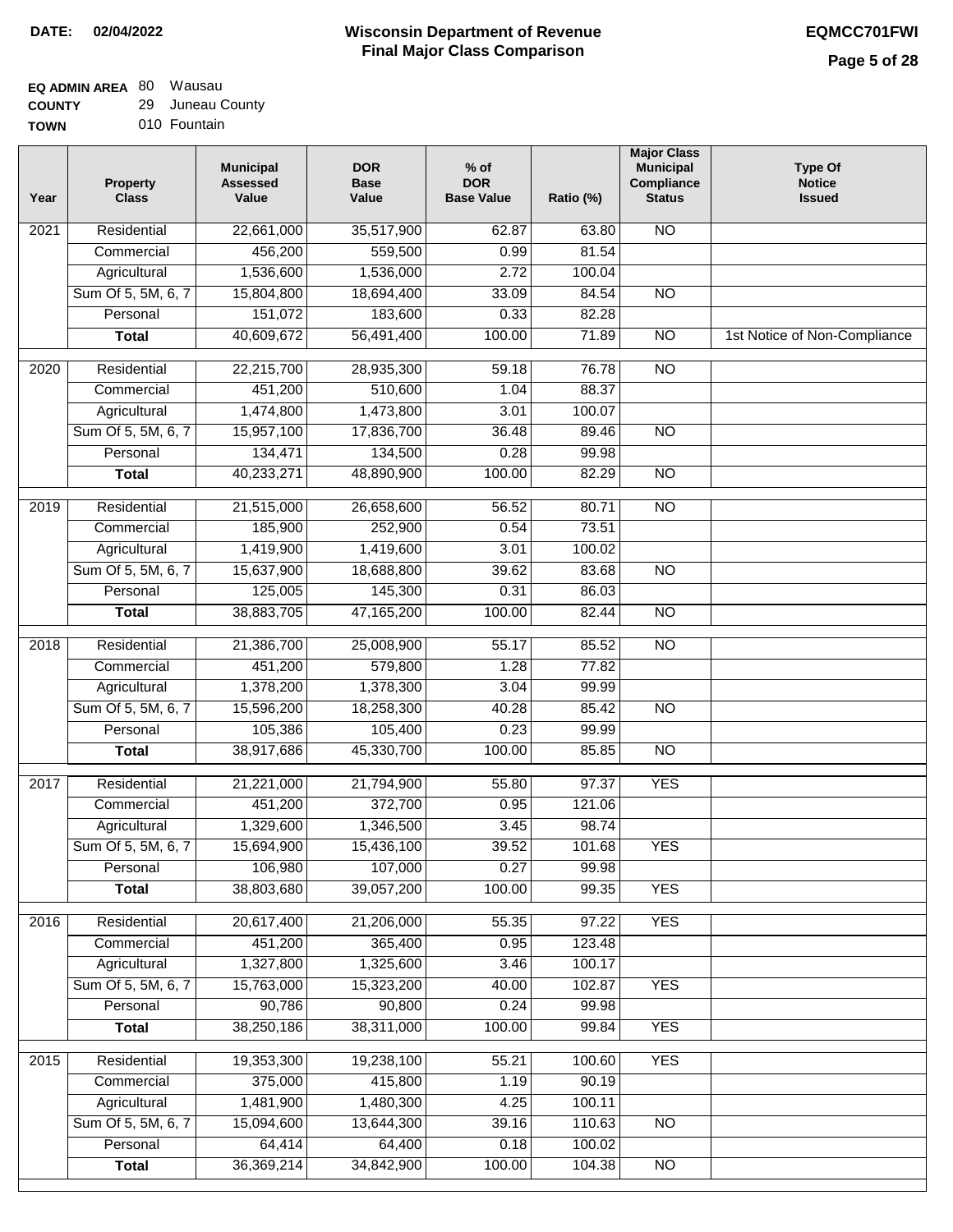**DATE: 02/04/2022**

# Wisconsin Department of Revenue Final Major Class Comparison

**EQMCC701FWI**

**EQ ADMIN AREA** 80 Wausau
**COUNTY** 29 Juneau County
**TOWN** 010 Fountain

| Year | Property Class | Municipal Assessed Value | DOR Base Value | % of DOR Base Value | Ratio (%) | Major Class Municipal Compliance Status | Type Of Notice Issued |
|---|---|---|---|---|---|---|---|
| 2021 | Residential | 22,661,000 | 35,517,900 | 62.87 | 63.80 | NO | |
| | Commercial | 456,200 | 559,500 | 0.99 | 81.54 | | |
| | Agricultural | 1,536,600 | 1,536,000 | 2.72 | 100.04 | | |
| | Sum Of 5, 5M, 6, 7 | 15,804,800 | 18,694,400 | 33.09 | 84.54 | NO | |
| | Personal | 151,072 | 183,600 | 0.33 | 82.28 | | |
| | **Total** | 40,609,672 | 56,491,400 | 100.00 | 71.89 | NO | 1st Notice of Non-Compliance |
| 2020 | Residential | 22,215,700 | 28,935,300 | 59.18 | 76.78 | NO | |
| | Commercial | 451,200 | 510,600 | 1.04 | 88.37 | | |
| | Agricultural | 1,474,800 | 1,473,800 | 3.01 | 100.07 | | |
| | Sum Of 5, 5M, 6, 7 | 15,957,100 | 17,836,700 | 36.48 | 89.46 | NO | |
| | Personal | 134,471 | 134,500 | 0.28 | 99.98 | | |
| | **Total** | 40,233,271 | 48,890,900 | 100.00 | 82.29 | NO | |
| 2019 | Residential | 21,515,000 | 26,658,600 | 56.52 | 80.71 | NO | |
| | Commercial | 185,900 | 252,900 | 0.54 | 73.51 | | |
| | Agricultural | 1,419,900 | 1,419,600 | 3.01 | 100.02 | | |
| | Sum Of 5, 5M, 6, 7 | 15,637,900 | 18,688,800 | 39.62 | 83.68 | NO | |
| | Personal | 125,005 | 145,300 | 0.31 | 86.03 | | |
| | **Total** | 38,883,705 | 47,165,200 | 100.00 | 82.44 | NO | |
| 2018 | Residential | 21,386,700 | 25,008,900 | 55.17 | 85.52 | NO | |
| | Commercial | 451,200 | 579,800 | 1.28 | 77.82 | | |
| | Agricultural | 1,378,200 | 1,378,300 | 3.04 | 99.99 | | |
| | Sum Of 5, 5M, 6, 7 | 15,596,200 | 18,258,300 | 40.28 | 85.42 | NO | |
| | Personal | 105,386 | 105,400 | 0.23 | 99.99 | | |
| | **Total** | 38,917,686 | 45,330,700 | 100.00 | 85.85 | NO | |
| 2017 | Residential | 21,221,000 | 21,794,900 | 55.80 | 97.37 | YES | |
| | Commercial | 451,200 | 372,700 | 0.95 | 121.06 | | |
| | Agricultural | 1,329,600 | 1,346,500 | 3.45 | 98.74 | | |
| | Sum Of 5, 5M, 6, 7 | 15,694,900 | 15,436,100 | 39.52 | 101.68 | YES | |
| | Personal | 106,980 | 107,000 | 0.27 | 99.98 | | |
| | **Total** | 38,803,680 | 39,057,200 | 100.00 | 99.35 | YES | |
| 2016 | Residential | 20,617,400 | 21,206,000 | 55.35 | 97.22 | YES | |
| | Commercial | 451,200 | 365,400 | 0.95 | 123.48 | | |
| | Agricultural | 1,327,800 | 1,325,600 | 3.46 | 100.17 | | |
| | Sum Of 5, 5M, 6, 7 | 15,763,000 | 15,323,200 | 40.00 | 102.87 | YES | |
| | Personal | 90,786 | 90,800 | 0.24 | 99.98 | | |
| | **Total** | 38,250,186 | 38,311,000 | 100.00 | 99.84 | YES | |
| 2015 | Residential | 19,353,300 | 19,238,100 | 55.21 | 100.60 | YES | |
| | Commercial | 375,000 | 415,800 | 1.19 | 90.19 | | |
| | Agricultural | 1,481,900 | 1,480,300 | 4.25 | 100.11 | | |
| | Sum Of 5, 5M, 6, 7 | 15,094,600 | 13,644,300 | 39.16 | 110.63 | NO | |
| | Personal | 64,414 | 64,400 | 0.18 | 100.02 | | |
| | **Total** | 36,369,214 | 34,842,900 | 100.00 | 104.38 | NO | |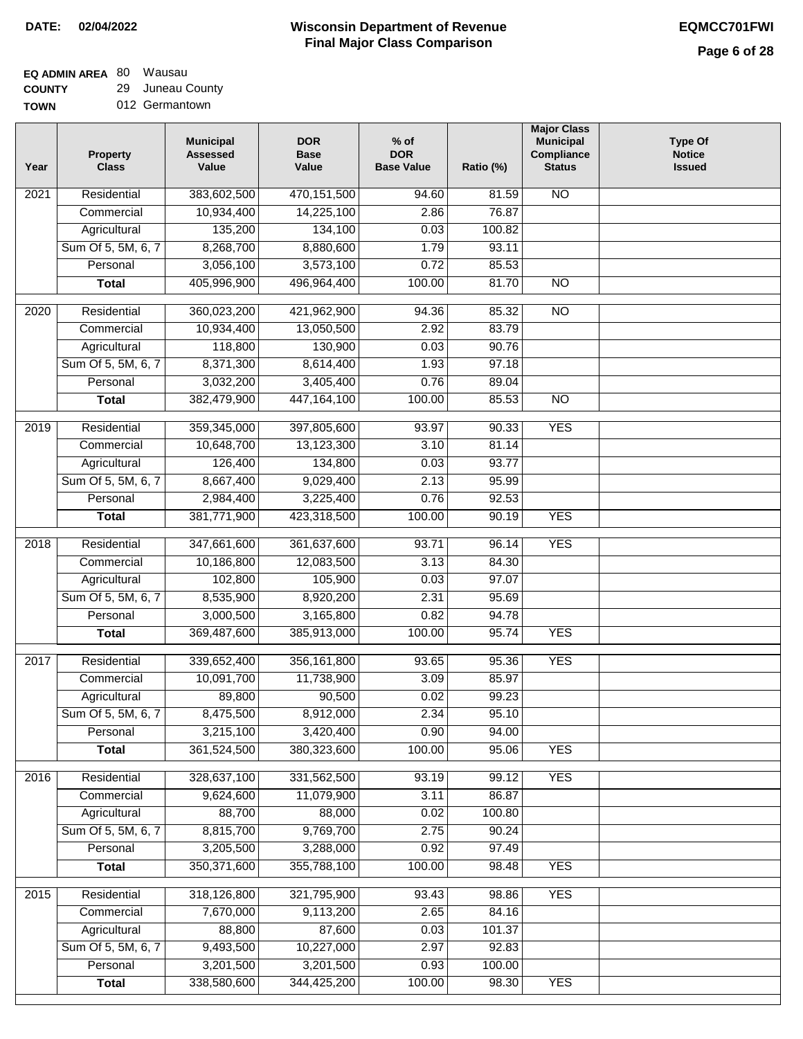**DATE: 02/04/2022**

# Wisconsin Department of Revenue
## Final Major Class Comparison

**EQMCC701FWI**

**EQ ADMIN AREA** 80 Wausau
**COUNTY** 29 Juneau County
**TOWN** 012 Germantown

| Year | Property Class | Municipal Assessed Value | DOR Base Value | % of DOR Base Value | Ratio (%) | Major Class Municipal Compliance Status | Type Of Notice Issued |
|---|---|---|---|---|---|---|---|
| 2021 | Residential | 383,602,500 | 470,151,500 | 94.60 | 81.59 | NO | |
| | Commercial | 10,934,400 | 14,225,100 | 2.86 | 76.87 | | |
| | Agricultural | 135,200 | 134,100 | 0.03 | 100.82 | | |
| | Sum Of 5, 5M, 6, 7 | 8,268,700 | 8,880,600 | 1.79 | 93.11 | | |
| | Personal | 3,056,100 | 3,573,100 | 0.72 | 85.53 | | |
| | **Total** | 405,996,900 | 496,964,400 | 100.00 | 81.70 | NO | |
| 2020 | Residential | 360,023,200 | 421,962,900 | 94.36 | 85.32 | NO | |
| | Commercial | 10,934,400 | 13,050,500 | 2.92 | 83.79 | | |
| | Agricultural | 118,800 | 130,900 | 0.03 | 90.76 | | |
| | Sum Of 5, 5M, 6, 7 | 8,371,300 | 8,614,400 | 1.93 | 97.18 | | |
| | Personal | 3,032,200 | 3,405,400 | 0.76 | 89.04 | | |
| | **Total** | 382,479,900 | 447,164,100 | 100.00 | 85.53 | NO | |
| 2019 | Residential | 359,345,000 | 397,805,600 | 93.97 | 90.33 | YES | |
| | Commercial | 10,648,700 | 13,123,300 | 3.10 | 81.14 | | |
| | Agricultural | 126,400 | 134,800 | 0.03 | 93.77 | | |
| | Sum Of 5, 5M, 6, 7 | 8,667,400 | 9,029,400 | 2.13 | 95.99 | | |
| | Personal | 2,984,400 | 3,225,400 | 0.76 | 92.53 | | |
| | **Total** | 381,771,900 | 423,318,500 | 100.00 | 90.19 | YES | |
| 2018 | Residential | 347,661,600 | 361,637,600 | 93.71 | 96.14 | YES | |
| | Commercial | 10,186,800 | 12,083,500 | 3.13 | 84.30 | | |
| | Agricultural | 102,800 | 105,900 | 0.03 | 97.07 | | |
| | Sum Of 5, 5M, 6, 7 | 8,535,900 | 8,920,200 | 2.31 | 95.69 | | |
| | Personal | 3,000,500 | 3,165,800 | 0.82 | 94.78 | | |
| | **Total** | 369,487,600 | 385,913,000 | 100.00 | 95.74 | YES | |
| 2017 | Residential | 339,652,400 | 356,161,800 | 93.65 | 95.36 | YES | |
| | Commercial | 10,091,700 | 11,738,900 | 3.09 | 85.97 | | |
| | Agricultural | 89,800 | 90,500 | 0.02 | 99.23 | | |
| | Sum Of 5, 5M, 6, 7 | 8,475,500 | 8,912,000 | 2.34 | 95.10 | | |
| | Personal | 3,215,100 | 3,420,400 | 0.90 | 94.00 | | |
| | **Total** | 361,524,500 | 380,323,600 | 100.00 | 95.06 | YES | |
| 2016 | Residential | 328,637,100 | 331,562,500 | 93.19 | 99.12 | YES | |
| | Commercial | 9,624,600 | 11,079,900 | 3.11 | 86.87 | | |
| | Agricultural | 88,700 | 88,000 | 0.02 | 100.80 | | |
| | Sum Of 5, 5M, 6, 7 | 8,815,700 | 9,769,700 | 2.75 | 90.24 | | |
| | Personal | 3,205,500 | 3,288,000 | 0.92 | 97.49 | | |
| | **Total** | 350,371,600 | 355,788,100 | 100.00 | 98.48 | YES | |
| 2015 | Residential | 318,126,800 | 321,795,900 | 93.43 | 98.86 | YES | |
| | Commercial | 7,670,000 | 9,113,200 | 2.65 | 84.16 | | |
| | Agricultural | 88,800 | 87,600 | 0.03 | 101.37 | | |
| | Sum Of 5, 5M, 6, 7 | 9,493,500 | 10,227,000 | 2.97 | 92.83 | | |
| | Personal | 3,201,500 | 3,201,500 | 0.93 | 100.00 | | |
| | **Total** | 338,580,600 | 344,425,200 | 100.00 | 98.30 | YES | |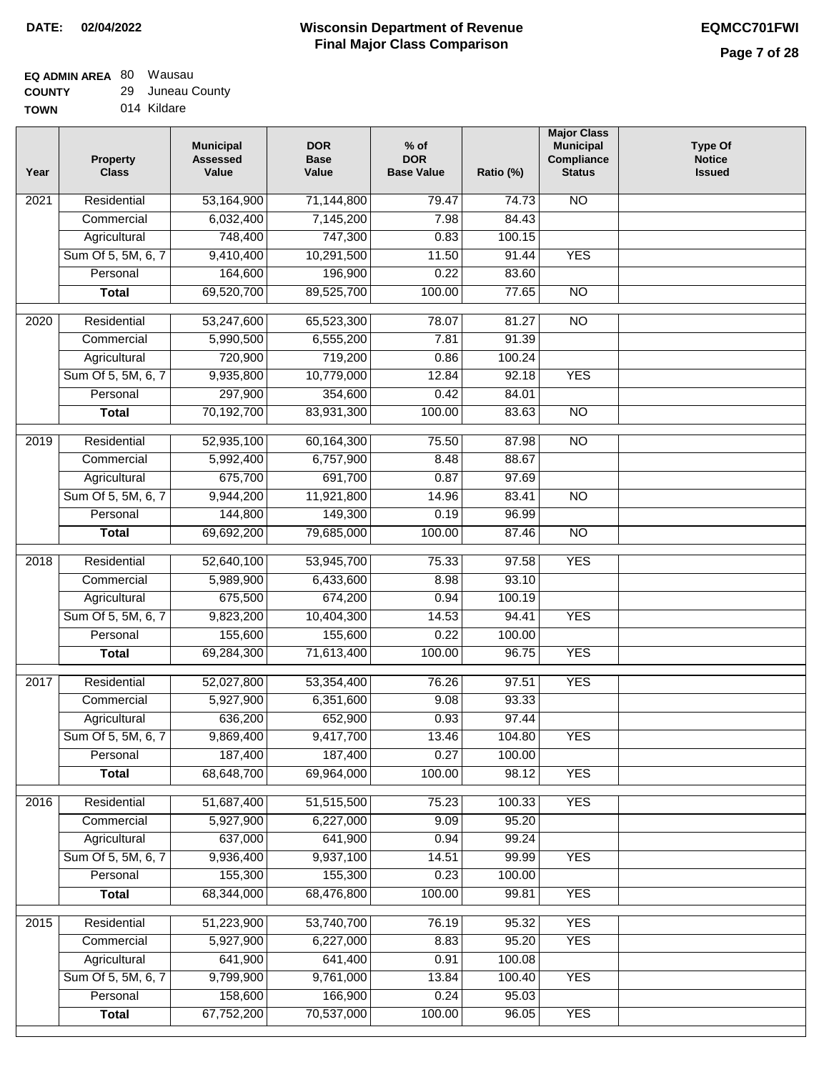**DATE:** 02/04/2022

# Wisconsin Department of Revenue
## Final Major Class Comparison

**EQMCC701FWI**

**EQ ADMIN AREA** 80 Wausau
**COUNTY** 29 Juneau County
**TOWN** 014 Kildare

| Year | Property Class | Municipal Assessed Value | DOR Base Value | % of DOR Base Value | Ratio (%) | Major Class Municipal Compliance Status | Type Of Notice Issued |
|---|---|---|---|---|---|---|---|
| 2021 | Residential | 53,164,900 | 71,144,800 | 79.47 | 74.73 | NO | |
| | Commercial | 6,032,400 | 7,145,200 | 7.98 | 84.43 | | |
| | Agricultural | 748,400 | 747,300 | 0.83 | 100.15 | | |
| | Sum Of 5, 5M, 6, 7 | 9,410,400 | 10,291,500 | 11.50 | 91.44 | YES | |
| | Personal | 164,600 | 196,900 | 0.22 | 83.60 | | |
| | **Total** | 69,520,700 | 89,525,700 | 100.00 | 77.65 | NO | |
| 2020 | Residential | 53,247,600 | 65,523,300 | 78.07 | 81.27 | NO | |
| | Commercial | 5,990,500 | 6,555,200 | 7.81 | 91.39 | | |
| | Agricultural | 720,900 | 719,200 | 0.86 | 100.24 | | |
| | Sum Of 5, 5M, 6, 7 | 9,935,800 | 10,779,000 | 12.84 | 92.18 | YES | |
| | Personal | 297,900 | 354,600 | 0.42 | 84.01 | | |
| | **Total** | 70,192,700 | 83,931,300 | 100.00 | 83.63 | NO | |
| 2019 | Residential | 52,935,100 | 60,164,300 | 75.50 | 87.98 | NO | |
| | Commercial | 5,992,400 | 6,757,900 | 8.48 | 88.67 | | |
| | Agricultural | 675,700 | 691,700 | 0.87 | 97.69 | | |
| | Sum Of 5, 5M, 6, 7 | 9,944,200 | 11,921,800 | 14.96 | 83.41 | NO | |
| | Personal | 144,800 | 149,300 | 0.19 | 96.99 | | |
| | **Total** | 69,692,200 | 79,685,000 | 100.00 | 87.46 | NO | |
| 2018 | Residential | 52,640,100 | 53,945,700 | 75.33 | 97.58 | YES | |
| | Commercial | 5,989,900 | 6,433,600 | 8.98 | 93.10 | | |
| | Agricultural | 675,500 | 674,200 | 0.94 | 100.19 | | |
| | Sum Of 5, 5M, 6, 7 | 9,823,200 | 10,404,300 | 14.53 | 94.41 | YES | |
| | Personal | 155,600 | 155,600 | 0.22 | 100.00 | | |
| | **Total** | 69,284,300 | 71,613,400 | 100.00 | 96.75 | YES | |
| 2017 | Residential | 52,027,800 | 53,354,400 | 76.26 | 97.51 | YES | |
| | Commercial | 5,927,900 | 6,351,600 | 9.08 | 93.33 | | |
| | Agricultural | 636,200 | 652,900 | 0.93 | 97.44 | | |
| | Sum Of 5, 5M, 6, 7 | 9,869,400 | 9,417,700 | 13.46 | 104.80 | YES | |
| | Personal | 187,400 | 187,400 | 0.27 | 100.00 | | |
| | **Total** | 68,648,700 | 69,964,000 | 100.00 | 98.12 | YES | |
| 2016 | Residential | 51,687,400 | 51,515,500 | 75.23 | 100.33 | YES | |
| | Commercial | 5,927,900 | 6,227,000 | 9.09 | 95.20 | | |
| | Agricultural | 637,000 | 641,900 | 0.94 | 99.24 | | |
| | Sum Of 5, 5M, 6, 7 | 9,936,400 | 9,937,100 | 14.51 | 99.99 | YES | |
| | Personal | 155,300 | 155,300 | 0.23 | 100.00 | | |
| | **Total** | 68,344,000 | 68,476,800 | 100.00 | 99.81 | YES | |
| 2015 | Residential | 51,223,900 | 53,740,700 | 76.19 | 95.32 | YES | |
| | Commercial | 5,927,900 | 6,227,000 | 8.83 | 95.20 | YES | |
| | Agricultural | 641,900 | 641,400 | 0.91 | 100.08 | | |
| | Sum Of 5, 5M, 6, 7 | 9,799,900 | 9,761,000 | 13.84 | 100.40 | YES | |
| | Personal | 158,600 | 166,900 | 0.24 | 95.03 | | |
| | **Total** | 67,752,200 | 70,537,000 | 100.00 | 96.05 | YES | |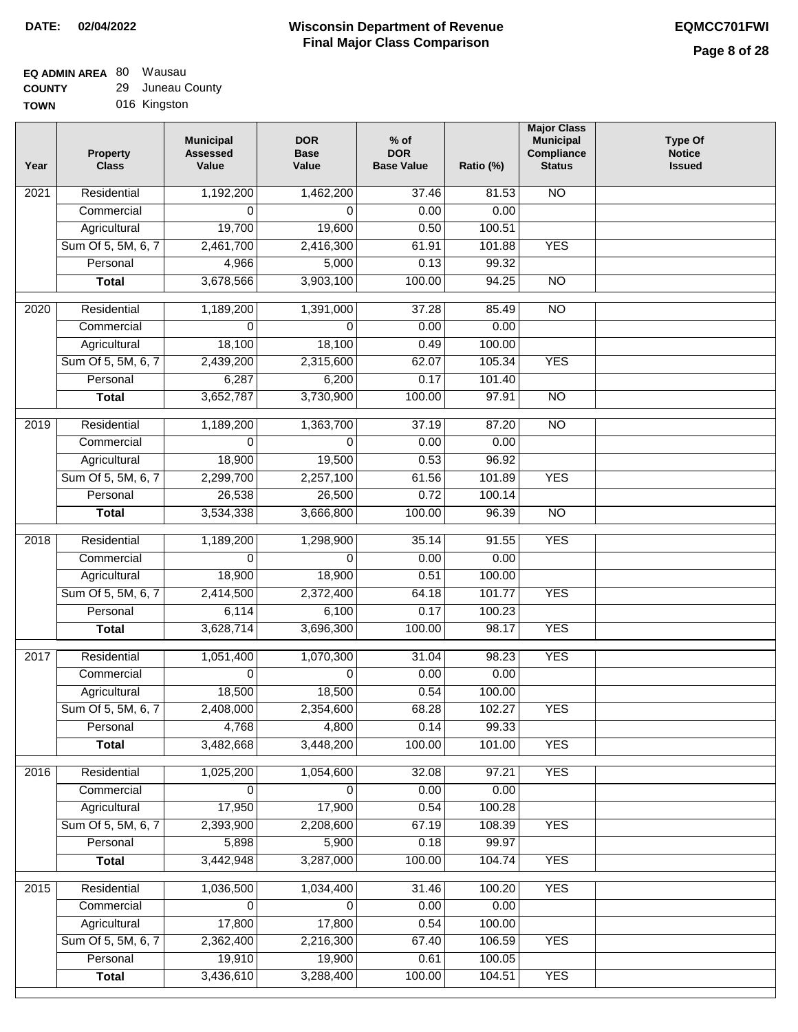**DATE: 02/04/2022**

# Wisconsin Department of Revenue
## Final Major Class Comparison

**EQMCC701FWI**

**EQ ADMIN AREA** 80 Wausau
**COUNTY** 29 Juneau County
**TOWN** 016 Kingston

| Year | Property Class | Municipal Assessed Value | DOR Base Value | % of DOR Base Value | Ratio (%) | Major Class Municipal Compliance Status | Type Of Notice Issued |
|---|---|---|---|---|---|---|---|
| 2021 | Residential | 1,192,200 | 1,462,200 | 37.46 | 81.53 | NO | |
| | Commercial | 0 | 0 | 0.00 | 0.00 | | |
| | Agricultural | 19,700 | 19,600 | 0.50 | 100.51 | | |
| | Sum Of 5, 5M, 6, 7 | 2,461,700 | 2,416,300 | 61.91 | 101.88 | YES | |
| | Personal | 4,966 | 5,000 | 0.13 | 99.32 | | |
| | **Total** | 3,678,566 | 3,903,100 | 100.00 | 94.25 | NO | |
| 2020 | Residential | 1,189,200 | 1,391,000 | 37.28 | 85.49 | NO | |
| | Commercial | 0 | 0 | 0.00 | 0.00 | | |
| | Agricultural | 18,100 | 18,100 | 0.49 | 100.00 | | |
| | Sum Of 5, 5M, 6, 7 | 2,439,200 | 2,315,600 | 62.07 | 105.34 | YES | |
| | Personal | 6,287 | 6,200 | 0.17 | 101.40 | | |
| | **Total** | 3,652,787 | 3,730,900 | 100.00 | 97.91 | NO | |
| 2019 | Residential | 1,189,200 | 1,363,700 | 37.19 | 87.20 | NO | |
| | Commercial | 0 | 0 | 0.00 | 0.00 | | |
| | Agricultural | 18,900 | 19,500 | 0.53 | 96.92 | | |
| | Sum Of 5, 5M, 6, 7 | 2,299,700 | 2,257,100 | 61.56 | 101.89 | YES | |
| | Personal | 26,538 | 26,500 | 0.72 | 100.14 | | |
| | **Total** | 3,534,338 | 3,666,800 | 100.00 | 96.39 | NO | |
| 2018 | Residential | 1,189,200 | 1,298,900 | 35.14 | 91.55 | YES | |
| | Commercial | 0 | 0 | 0.00 | 0.00 | | |
| | Agricultural | 18,900 | 18,900 | 0.51 | 100.00 | | |
| | Sum Of 5, 5M, 6, 7 | 2,414,500 | 2,372,400 | 64.18 | 101.77 | YES | |
| | Personal | 6,114 | 6,100 | 0.17 | 100.23 | | |
| | **Total** | 3,628,714 | 3,696,300 | 100.00 | 98.17 | YES | |
| 2017 | Residential | 1,051,400 | 1,070,300 | 31.04 | 98.23 | YES | |
| | Commercial | 0 | 0 | 0.00 | 0.00 | | |
| | Agricultural | 18,500 | 18,500 | 0.54 | 100.00 | | |
| | Sum Of 5, 5M, 6, 7 | 2,408,000 | 2,354,600 | 68.28 | 102.27 | YES | |
| | Personal | 4,768 | 4,800 | 0.14 | 99.33 | | |
| | **Total** | 3,482,668 | 3,448,200 | 100.00 | 101.00 | YES | |
| 2016 | Residential | 1,025,200 | 1,054,600 | 32.08 | 97.21 | YES | |
| | Commercial | 0 | 0 | 0.00 | 0.00 | | |
| | Agricultural | 17,950 | 17,900 | 0.54 | 100.28 | | |
| | Sum Of 5, 5M, 6, 7 | 2,393,900 | 2,208,600 | 67.19 | 108.39 | YES | |
| | Personal | 5,898 | 5,900 | 0.18 | 99.97 | | |
| | **Total** | 3,442,948 | 3,287,000 | 100.00 | 104.74 | YES | |
| 2015 | Residential | 1,036,500 | 1,034,400 | 31.46 | 100.20 | YES | |
| | Commercial | 0 | 0 | 0.00 | 0.00 | | |
| | Agricultural | 17,800 | 17,800 | 0.54 | 100.00 | | |
| | Sum Of 5, 5M, 6, 7 | 2,362,400 | 2,216,300 | 67.40 | 106.59 | YES | |
| | Personal | 19,910 | 19,900 | 0.61 | 100.05 | | |
| | **Total** | 3,436,610 | 3,288,400 | 100.00 | 104.51 | YES | |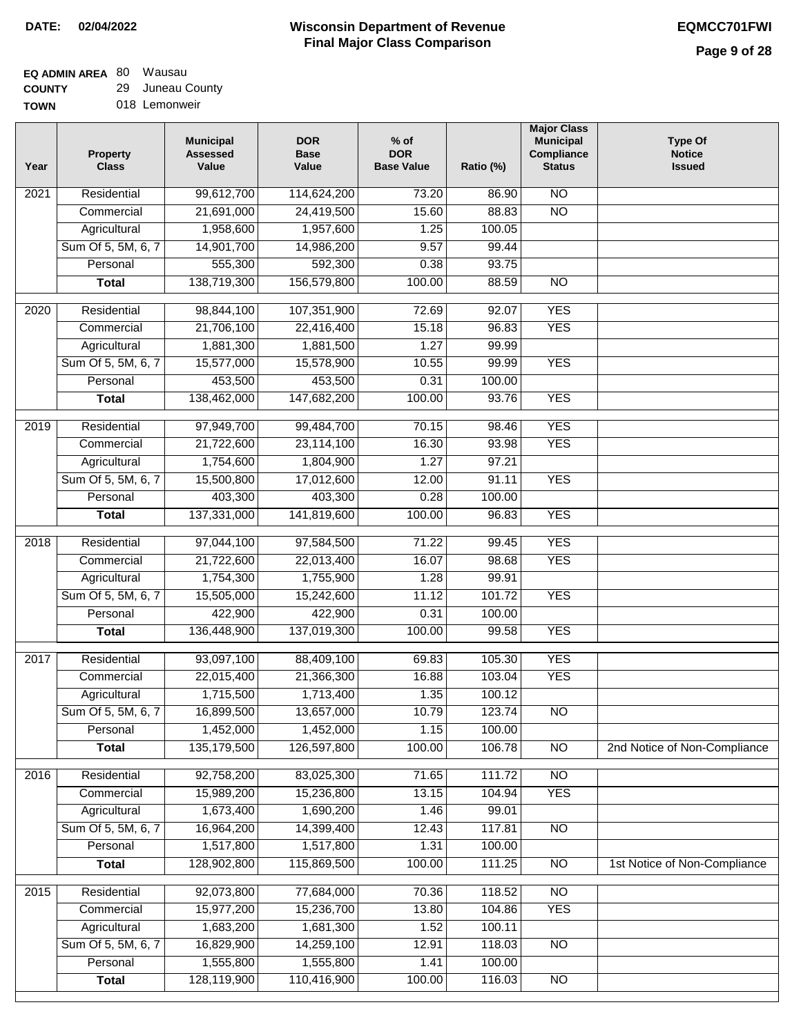**DATE:** 02/04/2022

# Wisconsin Department of Revenue
## Final Major Class Comparison

**EQMCC701FWI**

**EQ ADMIN AREA** 80 Wausau
**COUNTY** 29 Juneau County
**TOWN** 018 Lemonweir

| Year | Property Class | Municipal Assessed Value | DOR Base Value | % of DOR Base Value | Ratio (%) | Major Class Municipal Compliance Status | Type Of Notice Issued |
|---|---|---|---|---|---|---|---|
| 2021 | Residential | 99,612,700 | 114,624,200 | 73.20 | 86.90 | NO | |
| | Commercial | 21,691,000 | 24,419,500 | 15.60 | 88.83 | NO | |
| | Agricultural | 1,958,600 | 1,957,600 | 1.25 | 100.05 | | |
| | Sum Of 5, 5M, 6, 7 | 14,901,700 | 14,986,200 | 9.57 | 99.44 | | |
| | Personal | 555,300 | 592,300 | 0.38 | 93.75 | | |
| | **Total** | 138,719,300 | 156,579,800 | 100.00 | 88.59 | NO | |
| 2020 | Residential | 98,844,100 | 107,351,900 | 72.69 | 92.07 | YES | |
| | Commercial | 21,706,100 | 22,416,400 | 15.18 | 96.83 | YES | |
| | Agricultural | 1,881,300 | 1,881,500 | 1.27 | 99.99 | | |
| | Sum Of 5, 5M, 6, 7 | 15,577,000 | 15,578,900 | 10.55 | 99.99 | YES | |
| | Personal | 453,500 | 453,500 | 0.31 | 100.00 | | |
| | **Total** | 138,462,000 | 147,682,200 | 100.00 | 93.76 | YES | |
| 2019 | Residential | 97,949,700 | 99,484,700 | 70.15 | 98.46 | YES | |
| | Commercial | 21,722,600 | 23,114,100 | 16.30 | 93.98 | YES | |
| | Agricultural | 1,754,600 | 1,804,900 | 1.27 | 97.21 | | |
| | Sum Of 5, 5M, 6, 7 | 15,500,800 | 17,012,600 | 12.00 | 91.11 | YES | |
| | Personal | 403,300 | 403,300 | 0.28 | 100.00 | | |
| | **Total** | 137,331,000 | 141,819,600 | 100.00 | 96.83 | YES | |
| 2018 | Residential | 97,044,100 | 97,584,500 | 71.22 | 99.45 | YES | |
| | Commercial | 21,722,600 | 22,013,400 | 16.07 | 98.68 | YES | |
| | Agricultural | 1,754,300 | 1,755,900 | 1.28 | 99.91 | | |
| | Sum Of 5, 5M, 6, 7 | 15,505,000 | 15,242,600 | 11.12 | 101.72 | YES | |
| | Personal | 422,900 | 422,900 | 0.31 | 100.00 | | |
| | **Total** | 136,448,900 | 137,019,300 | 100.00 | 99.58 | YES | |
| 2017 | Residential | 93,097,100 | 88,409,100 | 69.83 | 105.30 | YES | |
| | Commercial | 22,015,400 | 21,366,300 | 16.88 | 103.04 | YES | |
| | Agricultural | 1,715,500 | 1,713,400 | 1.35 | 100.12 | | |
| | Sum Of 5, 5M, 6, 7 | 16,899,500 | 13,657,000 | 10.79 | 123.74 | NO | |
| | Personal | 1,452,000 | 1,452,000 | 1.15 | 100.00 | | |
| | **Total** | 135,179,500 | 126,597,800 | 100.00 | 106.78 | NO | 2nd Notice of Non-Compliance |
| 2016 | Residential | 92,758,200 | 83,025,300 | 71.65 | 111.72 | NO | |
| | Commercial | 15,989,200 | 15,236,800 | 13.15 | 104.94 | YES | |
| | Agricultural | 1,673,400 | 1,690,200 | 1.46 | 99.01 | | |
| | Sum Of 5, 5M, 6, 7 | 16,964,200 | 14,399,400 | 12.43 | 117.81 | NO | |
| | Personal | 1,517,800 | 1,517,800 | 1.31 | 100.00 | | |
| | **Total** | 128,902,800 | 115,869,500 | 100.00 | 111.25 | NO | 1st Notice of Non-Compliance |
| 2015 | Residential | 92,073,800 | 77,684,000 | 70.36 | 118.52 | NO | |
| | Commercial | 15,977,200 | 15,236,700 | 13.80 | 104.86 | YES | |
| | Agricultural | 1,683,200 | 1,681,300 | 1.52 | 100.11 | | |
| | Sum Of 5, 5M, 6, 7 | 16,829,900 | 14,259,100 | 12.91 | 118.03 | NO | |
| | Personal | 1,555,800 | 1,555,800 | 1.41 | 100.00 | | |
| | **Total** | 128,119,900 | 110,416,900 | 100.00 | 116.03 | NO | |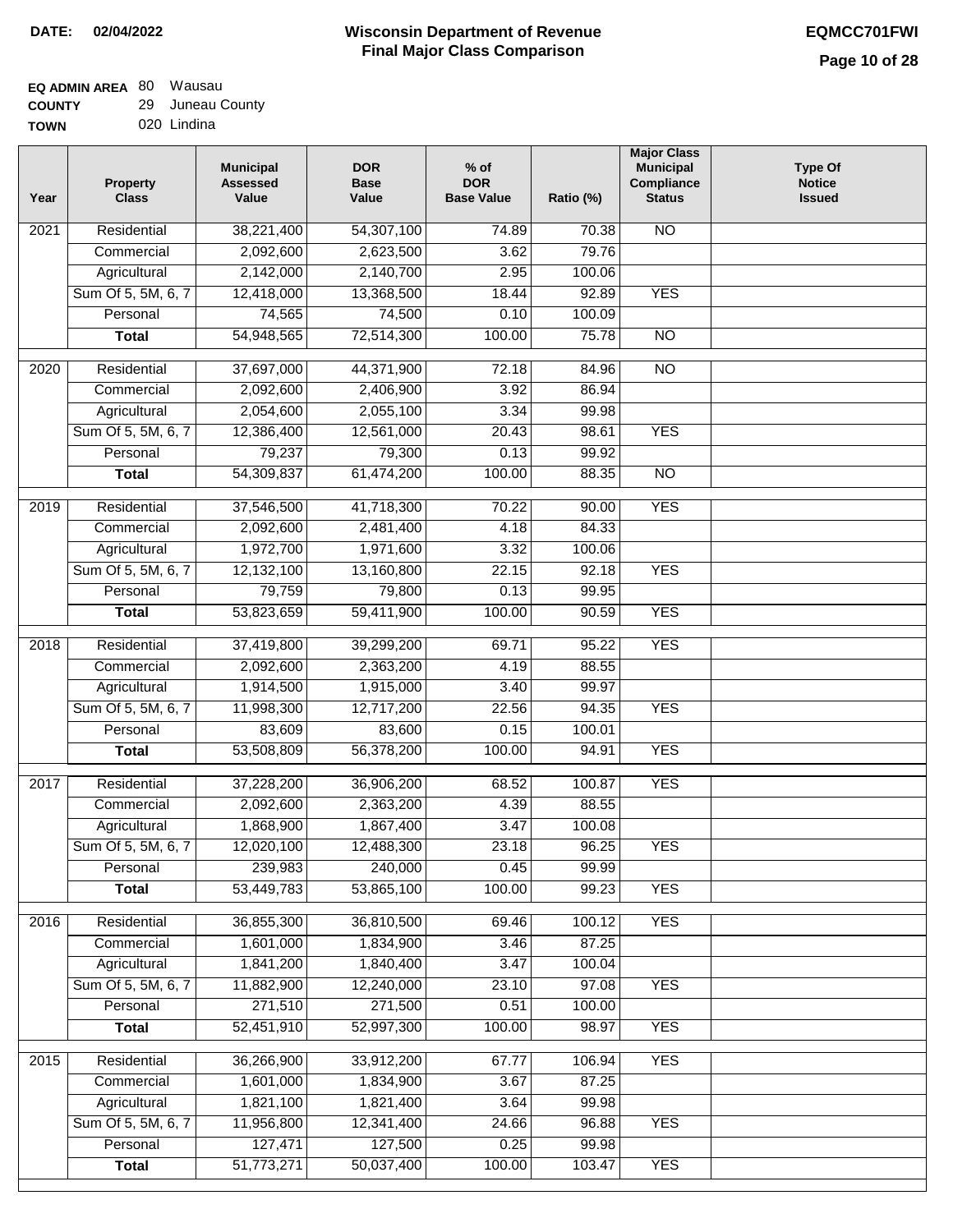**DATE: 02/04/2022**

# Wisconsin Department of Revenue
## Final Major Class Comparison

**EQMCC701FWI**

**EQ ADMIN AREA** 80 Wausau
**COUNTY** 29 Juneau County
**TOWN** 020 Lindina

| Year | Property Class | Municipal Assessed Value | DOR Base Value | % of DOR Base Value | Ratio (%) | Major Class Municipal Compliance Status | Type Of Notice Issued |
|---|---|---|---|---|---|---|---|
| 2021 | Residential | 38,221,400 | 54,307,100 | 74.89 | 70.38 | NO | |
| | Commercial | 2,092,600 | 2,623,500 | 3.62 | 79.76 | | |
| | Agricultural | 2,142,000 | 2,140,700 | 2.95 | 100.06 | | |
| | Sum Of 5, 5M, 6, 7 | 12,418,000 | 13,368,500 | 18.44 | 92.89 | YES | |
| | Personal | 74,565 | 74,500 | 0.10 | 100.09 | | |
| | **Total** | 54,948,565 | 72,514,300 | 100.00 | 75.78 | NO | |
| 2020 | Residential | 37,697,000 | 44,371,900 | 72.18 | 84.96 | NO | |
| | Commercial | 2,092,600 | 2,406,900 | 3.92 | 86.94 | | |
| | Agricultural | 2,054,600 | 2,055,100 | 3.34 | 99.98 | | |
| | Sum Of 5, 5M, 6, 7 | 12,386,400 | 12,561,000 | 20.43 | 98.61 | YES | |
| | Personal | 79,237 | 79,300 | 0.13 | 99.92 | | |
| | **Total** | 54,309,837 | 61,474,200 | 100.00 | 88.35 | NO | |
| 2019 | Residential | 37,546,500 | 41,718,300 | 70.22 | 90.00 | YES | |
| | Commercial | 2,092,600 | 2,481,400 | 4.18 | 84.33 | | |
| | Agricultural | 1,972,700 | 1,971,600 | 3.32 | 100.06 | | |
| | Sum Of 5, 5M, 6, 7 | 12,132,100 | 13,160,800 | 22.15 | 92.18 | YES | |
| | Personal | 79,759 | 79,800 | 0.13 | 99.95 | | |
| | **Total** | 53,823,659 | 59,411,900 | 100.00 | 90.59 | YES | |
| 2018 | Residential | 37,419,800 | 39,299,200 | 69.71 | 95.22 | YES | |
| | Commercial | 2,092,600 | 2,363,200 | 4.19 | 88.55 | | |
| | Agricultural | 1,914,500 | 1,915,000 | 3.40 | 99.97 | | |
| | Sum Of 5, 5M, 6, 7 | 11,998,300 | 12,717,200 | 22.56 | 94.35 | YES | |
| | Personal | 83,609 | 83,600 | 0.15 | 100.01 | | |
| | **Total** | 53,508,809 | 56,378,200 | 100.00 | 94.91 | YES | |
| 2017 | Residential | 37,228,200 | 36,906,200 | 68.52 | 100.87 | YES | |
| | Commercial | 2,092,600 | 2,363,200 | 4.39 | 88.55 | | |
| | Agricultural | 1,868,900 | 1,867,400 | 3.47 | 100.08 | | |
| | Sum Of 5, 5M, 6, 7 | 12,020,100 | 12,488,300 | 23.18 | 96.25 | YES | |
| | Personal | 239,983 | 240,000 | 0.45 | 99.99 | | |
| | **Total** | 53,449,783 | 53,865,100 | 100.00 | 99.23 | YES | |
| 2016 | Residential | 36,855,300 | 36,810,500 | 69.46 | 100.12 | YES | |
| | Commercial | 1,601,000 | 1,834,900 | 3.46 | 87.25 | | |
| | Agricultural | 1,841,200 | 1,840,400 | 3.47 | 100.04 | | |
| | Sum Of 5, 5M, 6, 7 | 11,882,900 | 12,240,000 | 23.10 | 97.08 | YES | |
| | Personal | 271,510 | 271,500 | 0.51 | 100.00 | | |
| | **Total** | 52,451,910 | 52,997,300 | 100.00 | 98.97 | YES | |
| 2015 | Residential | 36,266,900 | 33,912,200 | 67.77 | 106.94 | YES | |
| | Commercial | 1,601,000 | 1,834,900 | 3.67 | 87.25 | | |
| | Agricultural | 1,821,100 | 1,821,400 | 3.64 | 99.98 | | |
| | Sum Of 5, 5M, 6, 7 | 11,956,800 | 12,341,400 | 24.66 | 96.88 | YES | |
| | Personal | 127,471 | 127,500 | 0.25 | 99.98 | | |
| | **Total** | 51,773,271 | 50,037,400 | 100.00 | 103.47 | YES | |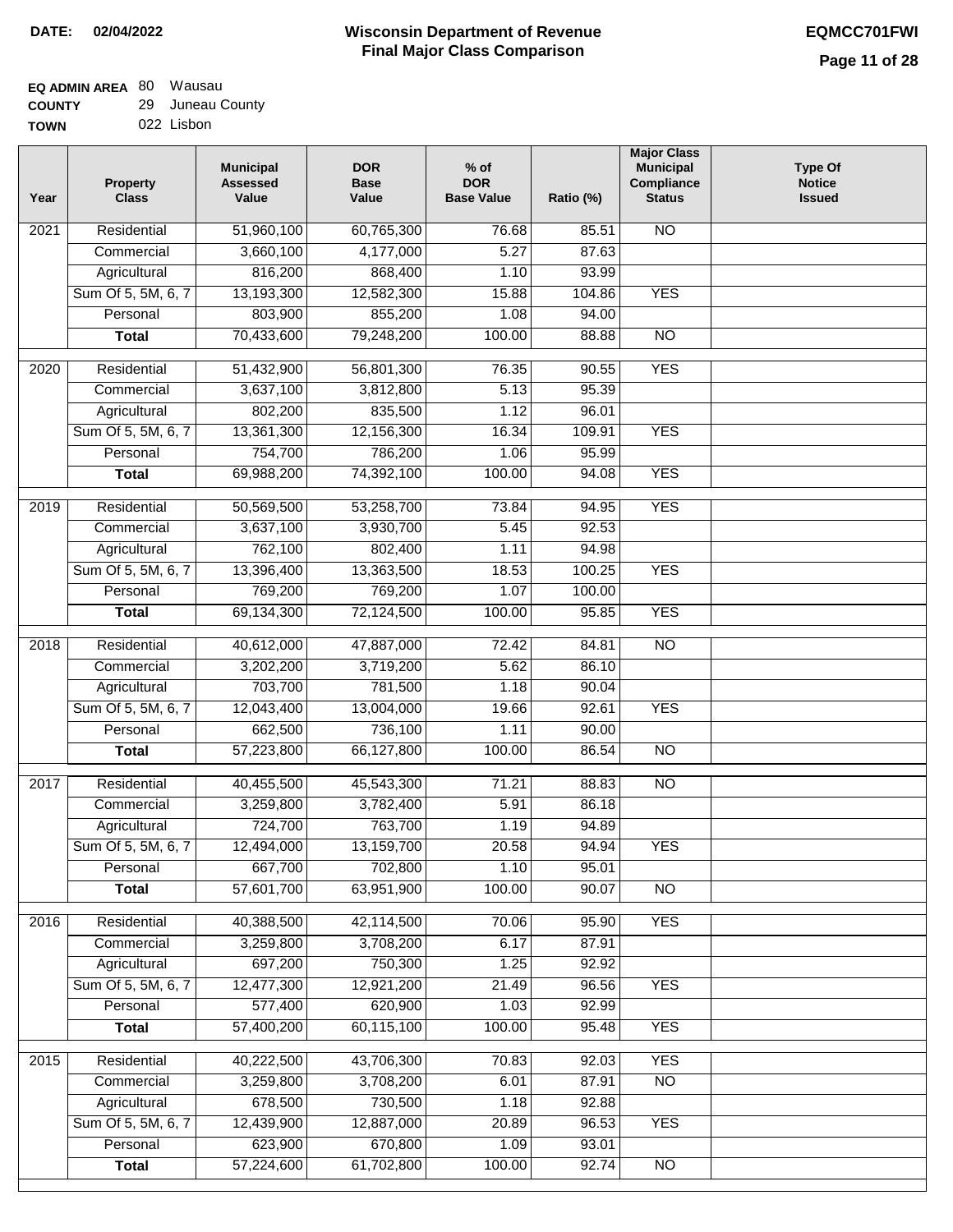**DATE:** 02/04/2022

# Wisconsin Department of Revenue
## Final Major Class Comparison

**EQMCC701FWI**

**EQ ADMIN AREA** 80 Wausau
**COUNTY** 29 Juneau County
**TOWN** 022 Lisbon

| Year | Property Class | Municipal Assessed Value | DOR Base Value | % of DOR Base Value | Ratio (%) | Major Class Municipal Compliance Status | Type Of Notice Issued |
|---|---|---|---|---|---|---|---|
| 2021 | Residential | 51,960,100 | 60,765,300 | 76.68 | 85.51 | NO | |
| | Commercial | 3,660,100 | 4,177,000 | 5.27 | 87.63 | | |
| | Agricultural | 816,200 | 868,400 | 1.10 | 93.99 | | |
| | Sum Of 5, 5M, 6, 7 | 13,193,300 | 12,582,300 | 15.88 | 104.86 | YES | |
| | Personal | 803,900 | 855,200 | 1.08 | 94.00 | | |
| | **Total** | 70,433,600 | 79,248,200 | 100.00 | 88.88 | NO | |
| 2020 | Residential | 51,432,900 | 56,801,300 | 76.35 | 90.55 | YES | |
| | Commercial | 3,637,100 | 3,812,800 | 5.13 | 95.39 | | |
| | Agricultural | 802,200 | 835,500 | 1.12 | 96.01 | | |
| | Sum Of 5, 5M, 6, 7 | 13,361,300 | 12,156,300 | 16.34 | 109.91 | YES | |
| | Personal | 754,700 | 786,200 | 1.06 | 95.99 | | |
| | **Total** | 69,988,200 | 74,392,100 | 100.00 | 94.08 | YES | |
| 2019 | Residential | 50,569,500 | 53,258,700 | 73.84 | 94.95 | YES | |
| | Commercial | 3,637,100 | 3,930,700 | 5.45 | 92.53 | | |
| | Agricultural | 762,100 | 802,400 | 1.11 | 94.98 | | |
| | Sum Of 5, 5M, 6, 7 | 13,396,400 | 13,363,500 | 18.53 | 100.25 | YES | |
| | Personal | 769,200 | 769,200 | 1.07 | 100.00 | | |
| | **Total** | 69,134,300 | 72,124,500 | 100.00 | 95.85 | YES | |
| 2018 | Residential | 40,612,000 | 47,887,000 | 72.42 | 84.81 | NO | |
| | Commercial | 3,202,200 | 3,719,200 | 5.62 | 86.10 | | |
| | Agricultural | 703,700 | 781,500 | 1.18 | 90.04 | | |
| | Sum Of 5, 5M, 6, 7 | 12,043,400 | 13,004,000 | 19.66 | 92.61 | YES | |
| | Personal | 662,500 | 736,100 | 1.11 | 90.00 | | |
| | **Total** | 57,223,800 | 66,127,800 | 100.00 | 86.54 | NO | |
| 2017 | Residential | 40,455,500 | 45,543,300 | 71.21 | 88.83 | NO | |
| | Commercial | 3,259,800 | 3,782,400 | 5.91 | 86.18 | | |
| | Agricultural | 724,700 | 763,700 | 1.19 | 94.89 | | |
| | Sum Of 5, 5M, 6, 7 | 12,494,000 | 13,159,700 | 20.58 | 94.94 | YES | |
| | Personal | 667,700 | 702,800 | 1.10 | 95.01 | | |
| | **Total** | 57,601,700 | 63,951,900 | 100.00 | 90.07 | NO | |
| 2016 | Residential | 40,388,500 | 42,114,500 | 70.06 | 95.90 | YES | |
| | Commercial | 3,259,800 | 3,708,200 | 6.17 | 87.91 | | |
| | Agricultural | 697,200 | 750,300 | 1.25 | 92.92 | | |
| | Sum Of 5, 5M, 6, 7 | 12,477,300 | 12,921,200 | 21.49 | 96.56 | YES | |
| | Personal | 577,400 | 620,900 | 1.03 | 92.99 | | |
| | **Total** | 57,400,200 | 60,115,100 | 100.00 | 95.48 | YES | |
| 2015 | Residential | 40,222,500 | 43,706,300 | 70.83 | 92.03 | YES | |
| | Commercial | 3,259,800 | 3,708,200 | 6.01 | 87.91 | NO | |
| | Agricultural | 678,500 | 730,500 | 1.18 | 92.88 | | |
| | Sum Of 5, 5M, 6, 7 | 12,439,900 | 12,887,000 | 20.89 | 96.53 | YES | |
| | Personal | 623,900 | 670,800 | 1.09 | 93.01 | | |
| | **Total** | 57,224,600 | 61,702,800 | 100.00 | 92.74 | NO | |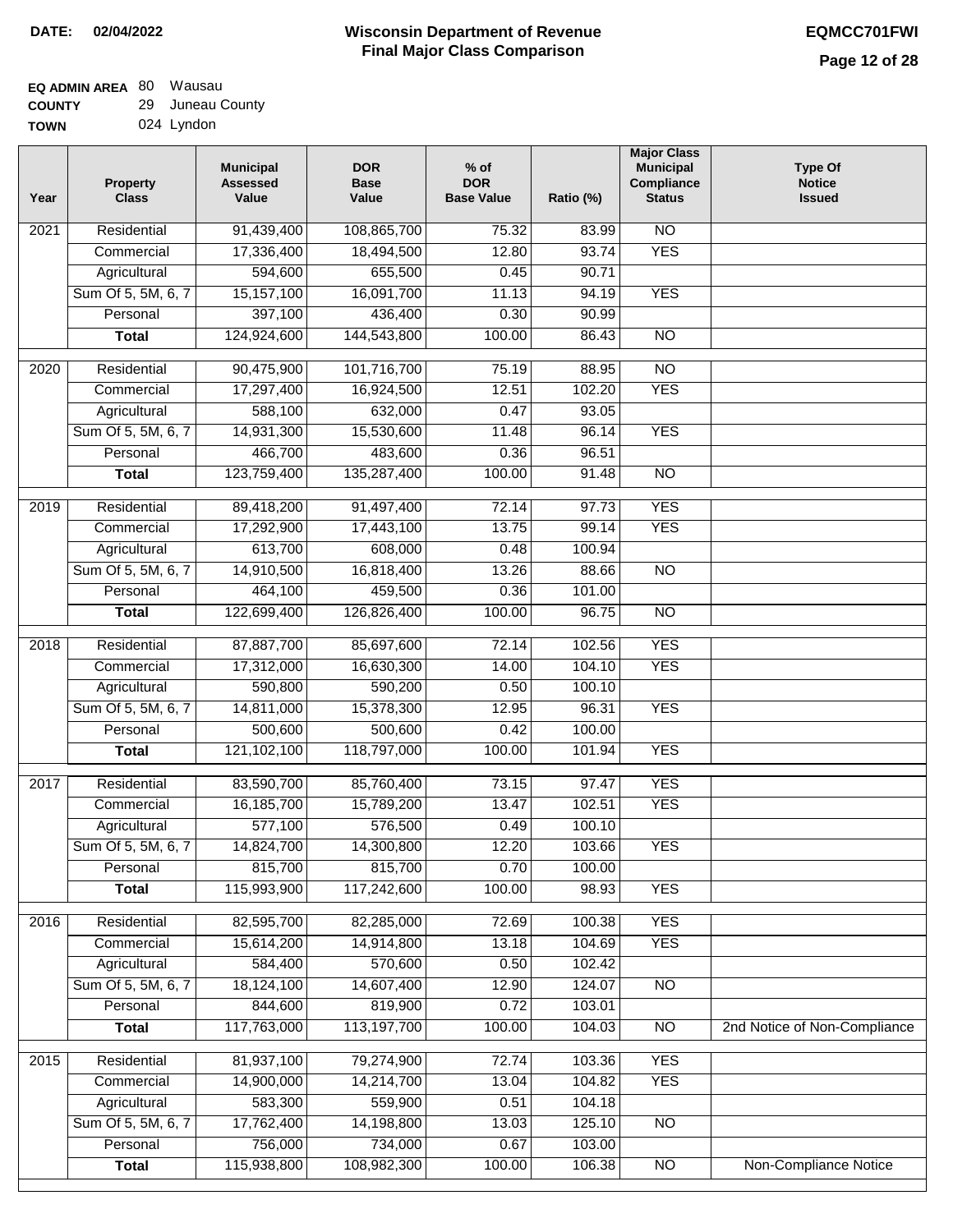**DATE:** 02/04/2022

# Wisconsin Department of Revenue
## Final Major Class Comparison

**EQMCC701FWI**

**EQ ADMIN AREA** 80 Wausau
**COUNTY** 29 Juneau County
**TOWN** 024 Lyndon

| Year | Property Class | Municipal Assessed Value | DOR Base Value | % of DOR Base Value | Ratio (%) | Major Class Municipal Compliance Status | Type Of Notice Issued |
|---|---|---|---|---|---|---|---|
| 2021 | Residential | 91,439,400 | 108,865,700 | 75.32 | 83.99 | NO | |
| | Commercial | 17,336,400 | 18,494,500 | 12.80 | 93.74 | YES | |
| | Agricultural | 594,600 | 655,500 | 0.45 | 90.71 | | |
| | Sum Of 5, 5M, 6, 7 | 15,157,100 | 16,091,700 | 11.13 | 94.19 | YES | |
| | Personal | 397,100 | 436,400 | 0.30 | 90.99 | | |
| | **Total** | 124,924,600 | 144,543,800 | 100.00 | 86.43 | NO | |
| 2020 | Residential | 90,475,900 | 101,716,700 | 75.19 | 88.95 | NO | |
| | Commercial | 17,297,400 | 16,924,500 | 12.51 | 102.20 | YES | |
| | Agricultural | 588,100 | 632,000 | 0.47 | 93.05 | | |
| | Sum Of 5, 5M, 6, 7 | 14,931,300 | 15,530,600 | 11.48 | 96.14 | YES | |
| | Personal | 466,700 | 483,600 | 0.36 | 96.51 | | |
| | **Total** | 123,759,400 | 135,287,400 | 100.00 | 91.48 | NO | |
| 2019 | Residential | 89,418,200 | 91,497,400 | 72.14 | 97.73 | YES | |
| | Commercial | 17,292,900 | 17,443,100 | 13.75 | 99.14 | YES | |
| | Agricultural | 613,700 | 608,000 | 0.48 | 100.94 | | |
| | Sum Of 5, 5M, 6, 7 | 14,910,500 | 16,818,400 | 13.26 | 88.66 | NO | |
| | Personal | 464,100 | 459,500 | 0.36 | 101.00 | | |
| | **Total** | 122,699,400 | 126,826,400 | 100.00 | 96.75 | NO | |
| 2018 | Residential | 87,887,700 | 85,697,600 | 72.14 | 102.56 | YES | |
| | Commercial | 17,312,000 | 16,630,300 | 14.00 | 104.10 | YES | |
| | Agricultural | 590,800 | 590,200 | 0.50 | 100.10 | | |
| | Sum Of 5, 5M, 6, 7 | 14,811,000 | 15,378,300 | 12.95 | 96.31 | YES | |
| | Personal | 500,600 | 500,600 | 0.42 | 100.00 | | |
| | **Total** | 121,102,100 | 118,797,000 | 100.00 | 101.94 | YES | |
| 2017 | Residential | 83,590,700 | 85,760,400 | 73.15 | 97.47 | YES | |
| | Commercial | 16,185,700 | 15,789,200 | 13.47 | 102.51 | YES | |
| | Agricultural | 577,100 | 576,500 | 0.49 | 100.10 | | |
| | Sum Of 5, 5M, 6, 7 | 14,824,700 | 14,300,800 | 12.20 | 103.66 | YES | |
| | Personal | 815,700 | 815,700 | 0.70 | 100.00 | | |
| | **Total** | 115,993,900 | 117,242,600 | 100.00 | 98.93 | YES | |
| 2016 | Residential | 82,595,700 | 82,285,000 | 72.69 | 100.38 | YES | |
| | Commercial | 15,614,200 | 14,914,800 | 13.18 | 104.69 | YES | |
| | Agricultural | 584,400 | 570,600 | 0.50 | 102.42 | | |
| | Sum Of 5, 5M, 6, 7 | 18,124,100 | 14,607,400 | 12.90 | 124.07 | NO | |
| | Personal | 844,600 | 819,900 | 0.72 | 103.01 | | |
| | **Total** | 117,763,000 | 113,197,700 | 100.00 | 104.03 | NO | 2nd Notice of Non-Compliance |
| 2015 | Residential | 81,937,100 | 79,274,900 | 72.74 | 103.36 | YES | |
| | Commercial | 14,900,000 | 14,214,700 | 13.04 | 104.82 | YES | |
| | Agricultural | 583,300 | 559,900 | 0.51 | 104.18 | | |
| | Sum Of 5, 5M, 6, 7 | 17,762,400 | 14,198,800 | 13.03 | 125.10 | NO | |
| | Personal | 756,000 | 734,000 | 0.67 | 103.00 | | |
| | **Total** | 115,938,800 | 108,982,300 | 100.00 | 106.38 | NO | Non-Compliance Notice |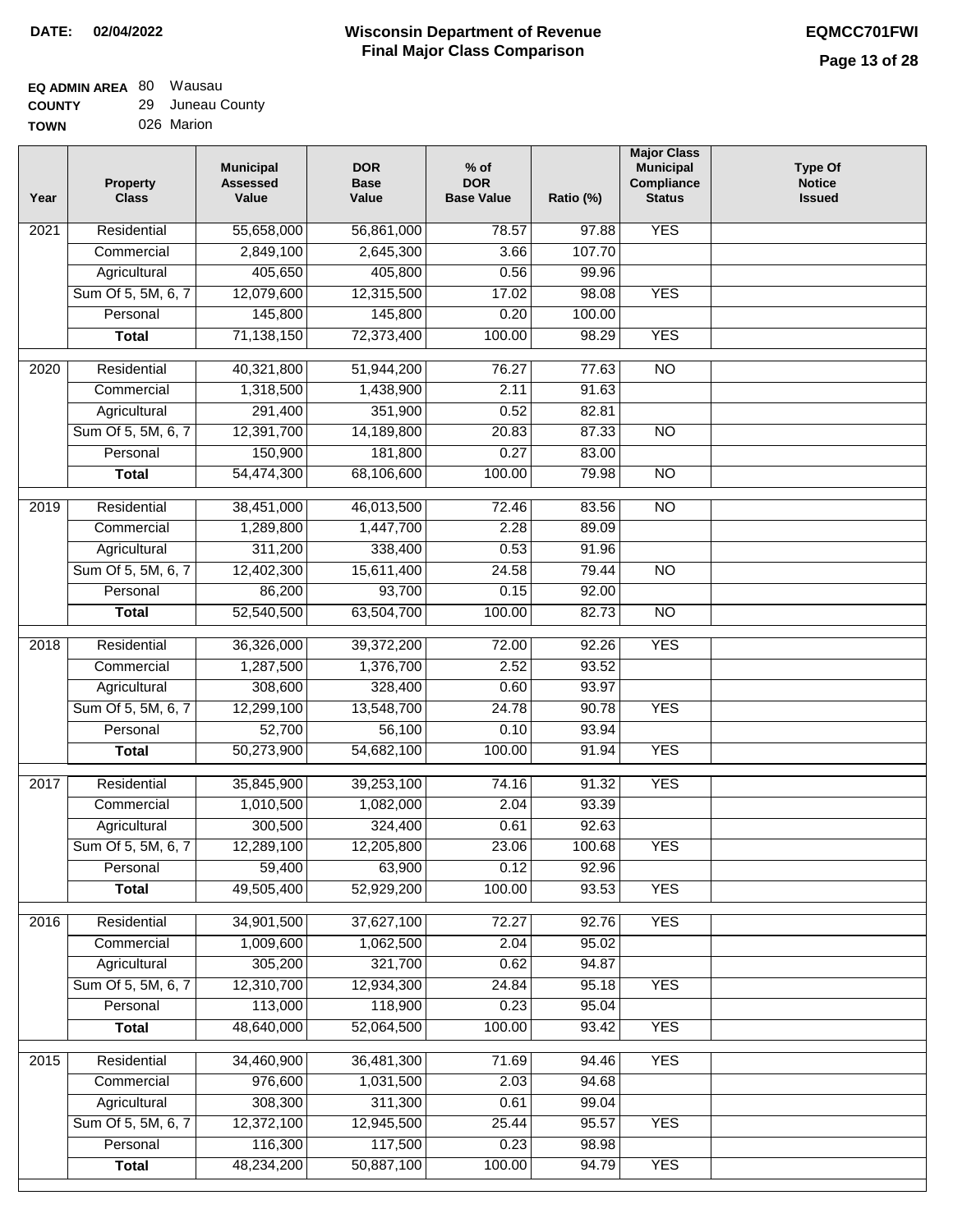DATE: 02/04/2022

# Wisconsin Department of Revenue
## Final Major Class Comparison

EQMCC701FWI

**EQ ADMIN AREA** 80 Wausau
**COUNTY** 29 Juneau County
**TOWN** 026 Marion

| Year | Property Class | Municipal Assessed Value | DOR Base Value | % of DOR Base Value | Ratio (%) | Major Class Municipal Compliance Status | Type Of Notice Issued |
|---|---|---|---|---|---|---|---|
| 2021 | Residential | 55,658,000 | 56,861,000 | 78.57 | 97.88 | YES | |
| | Commercial | 2,849,100 | 2,645,300 | 3.66 | 107.70 | | |
| | Agricultural | 405,650 | 405,800 | 0.56 | 99.96 | | |
| | Sum Of 5, 5M, 6, 7 | 12,079,600 | 12,315,500 | 17.02 | 98.08 | YES | |
| | Personal | 145,800 | 145,800 | 0.20 | 100.00 | | |
| | **Total** | 71,138,150 | 72,373,400 | 100.00 | 98.29 | YES | |
| 2020 | Residential | 40,321,800 | 51,944,200 | 76.27 | 77.63 | NO | |
| | Commercial | 1,318,500 | 1,438,900 | 2.11 | 91.63 | | |
| | Agricultural | 291,400 | 351,900 | 0.52 | 82.81 | | |
| | Sum Of 5, 5M, 6, 7 | 12,391,700 | 14,189,800 | 20.83 | 87.33 | NO | |
| | Personal | 150,900 | 181,800 | 0.27 | 83.00 | | |
| | **Total** | 54,474,300 | 68,106,600 | 100.00 | 79.98 | NO | |
| 2019 | Residential | 38,451,000 | 46,013,500 | 72.46 | 83.56 | NO | |
| | Commercial | 1,289,800 | 1,447,700 | 2.28 | 89.09 | | |
| | Agricultural | 311,200 | 338,400 | 0.53 | 91.96 | | |
| | Sum Of 5, 5M, 6, 7 | 12,402,300 | 15,611,400 | 24.58 | 79.44 | NO | |
| | Personal | 86,200 | 93,700 | 0.15 | 92.00 | | |
| | **Total** | 52,540,500 | 63,504,700 | 100.00 | 82.73 | NO | |
| 2018 | Residential | 36,326,000 | 39,372,200 | 72.00 | 92.26 | YES | |
| | Commercial | 1,287,500 | 1,376,700 | 2.52 | 93.52 | | |
| | Agricultural | 308,600 | 328,400 | 0.60 | 93.97 | | |
| | Sum Of 5, 5M, 6, 7 | 12,299,100 | 13,548,700 | 24.78 | 90.78 | YES | |
| | Personal | 52,700 | 56,100 | 0.10 | 93.94 | | |
| | **Total** | 50,273,900 | 54,682,100 | 100.00 | 91.94 | YES | |
| 2017 | Residential | 35,845,900 | 39,253,100 | 74.16 | 91.32 | YES | |
| | Commercial | 1,010,500 | 1,082,000 | 2.04 | 93.39 | | |
| | Agricultural | 300,500 | 324,400 | 0.61 | 92.63 | | |
| | Sum Of 5, 5M, 6, 7 | 12,289,100 | 12,205,800 | 23.06 | 100.68 | YES | |
| | Personal | 59,400 | 63,900 | 0.12 | 92.96 | | |
| | **Total** | 49,505,400 | 52,929,200 | 100.00 | 93.53 | YES | |
| 2016 | Residential | 34,901,500 | 37,627,100 | 72.27 | 92.76 | YES | |
| | Commercial | 1,009,600 | 1,062,500 | 2.04 | 95.02 | | |
| | Agricultural | 305,200 | 321,700 | 0.62 | 94.87 | | |
| | Sum Of 5, 5M, 6, 7 | 12,310,700 | 12,934,300 | 24.84 | 95.18 | YES | |
| | Personal | 113,000 | 118,900 | 0.23 | 95.04 | | |
| | **Total** | 48,640,000 | 52,064,500 | 100.00 | 93.42 | YES | |
| 2015 | Residential | 34,460,900 | 36,481,300 | 71.69 | 94.46 | YES | |
| | Commercial | 976,600 | 1,031,500 | 2.03 | 94.68 | | |
| | Agricultural | 308,300 | 311,300 | 0.61 | 99.04 | | |
| | Sum Of 5, 5M, 6, 7 | 12,372,100 | 12,945,500 | 25.44 | 95.57 | YES | |
| | Personal | 116,300 | 117,500 | 0.23 | 98.98 | | |
| | **Total** | 48,234,200 | 50,887,100 | 100.00 | 94.79 | YES | |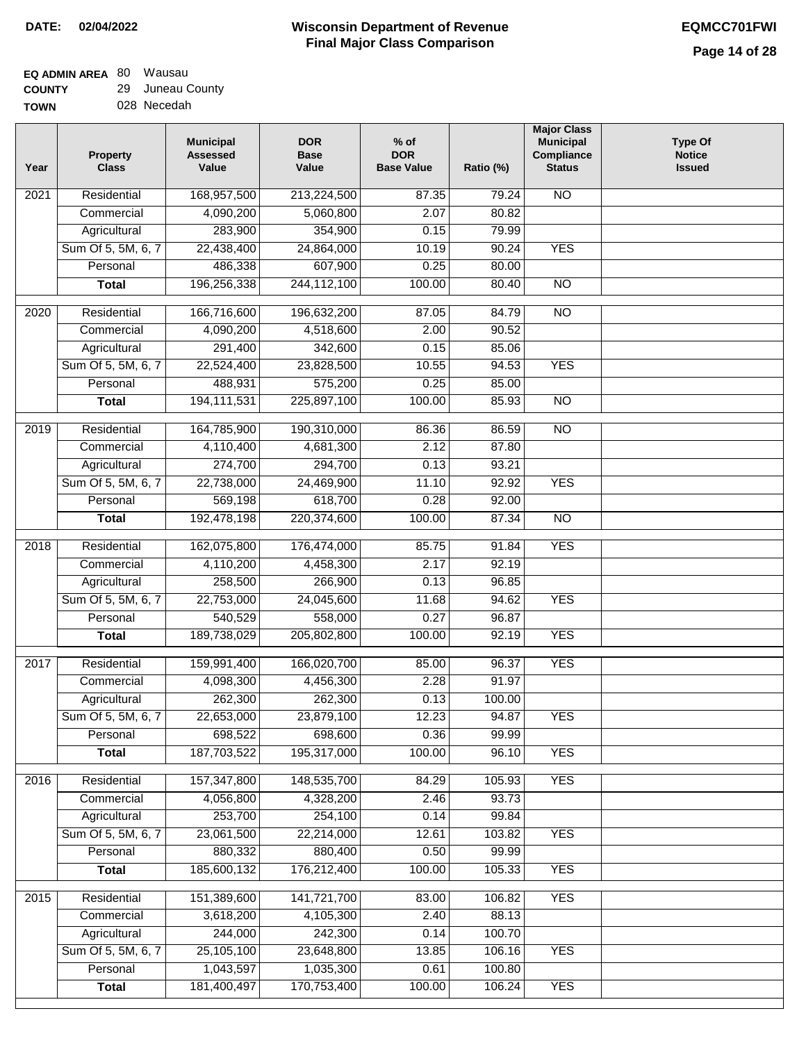**DATE: 02/04/2022**

# Wisconsin Department of Revenue
## Final Major Class Comparison

**EQMCC701FWI**

**EQ ADMIN AREA** 80 Wausau
**COUNTY** 29 Juneau County
**TOWN** 028 Necedah

| Year | Property Class | Municipal Assessed Value | DOR Base Value | % of DOR Base Value | Ratio (%) | Major Class Municipal Compliance Status | Type Of Notice Issued |
|---|---|---|---|---|---|---|---|
| 2021 | Residential | 168,957,500 | 213,224,500 | 87.35 | 79.24 | NO | |
| | Commercial | 4,090,200 | 5,060,800 | 2.07 | 80.82 | | |
| | Agricultural | 283,900 | 354,900 | 0.15 | 79.99 | | |
| | Sum Of 5, 5M, 6, 7 | 22,438,400 | 24,864,000 | 10.19 | 90.24 | YES | |
| | Personal | 486,338 | 607,900 | 0.25 | 80.00 | | |
| | **Total** | 196,256,338 | 244,112,100 | 100.00 | 80.40 | NO | |
| 2020 | Residential | 166,716,600 | 196,632,200 | 87.05 | 84.79 | NO | |
| | Commercial | 4,090,200 | 4,518,600 | 2.00 | 90.52 | | |
| | Agricultural | 291,400 | 342,600 | 0.15 | 85.06 | | |
| | Sum Of 5, 5M, 6, 7 | 22,524,400 | 23,828,500 | 10.55 | 94.53 | YES | |
| | Personal | 488,931 | 575,200 | 0.25 | 85.00 | | |
| | **Total** | 194,111,531 | 225,897,100 | 100.00 | 85.93 | NO | |
| 2019 | Residential | 164,785,900 | 190,310,000 | 86.36 | 86.59 | NO | |
| | Commercial | 4,110,400 | 4,681,300 | 2.12 | 87.80 | | |
| | Agricultural | 274,700 | 294,700 | 0.13 | 93.21 | | |
| | Sum Of 5, 5M, 6, 7 | 22,738,000 | 24,469,900 | 11.10 | 92.92 | YES | |
| | Personal | 569,198 | 618,700 | 0.28 | 92.00 | | |
| | **Total** | 192,478,198 | 220,374,600 | 100.00 | 87.34 | NO | |
| 2018 | Residential | 162,075,800 | 176,474,000 | 85.75 | 91.84 | YES | |
| | Commercial | 4,110,200 | 4,458,300 | 2.17 | 92.19 | | |
| | Agricultural | 258,500 | 266,900 | 0.13 | 96.85 | | |
| | Sum Of 5, 5M, 6, 7 | 22,753,000 | 24,045,600 | 11.68 | 94.62 | YES | |
| | Personal | 540,529 | 558,000 | 0.27 | 96.87 | | |
| | **Total** | 189,738,029 | 205,802,800 | 100.00 | 92.19 | YES | |
| 2017 | Residential | 159,991,400 | 166,020,700 | 85.00 | 96.37 | YES | |
| | Commercial | 4,098,300 | 4,456,300 | 2.28 | 91.97 | | |
| | Agricultural | 262,300 | 262,300 | 0.13 | 100.00 | | |
| | Sum Of 5, 5M, 6, 7 | 22,653,000 | 23,879,100 | 12.23 | 94.87 | YES | |
| | Personal | 698,522 | 698,600 | 0.36 | 99.99 | | |
| | **Total** | 187,703,522 | 195,317,000 | 100.00 | 96.10 | YES | |
| 2016 | Residential | 157,347,800 | 148,535,700 | 84.29 | 105.93 | YES | |
| | Commercial | 4,056,800 | 4,328,200 | 2.46 | 93.73 | | |
| | Agricultural | 253,700 | 254,100 | 0.14 | 99.84 | | |
| | Sum Of 5, 5M, 6, 7 | 23,061,500 | 22,214,000 | 12.61 | 103.82 | YES | |
| | Personal | 880,332 | 880,400 | 0.50 | 99.99 | | |
| | **Total** | 185,600,132 | 176,212,400 | 100.00 | 105.33 | YES | |
| 2015 | Residential | 151,389,600 | 141,721,700 | 83.00 | 106.82 | YES | |
| | Commercial | 3,618,200 | 4,105,300 | 2.40 | 88.13 | | |
| | Agricultural | 244,000 | 242,300 | 0.14 | 100.70 | | |
| | Sum Of 5, 5M, 6, 7 | 25,105,100 | 23,648,800 | 13.85 | 106.16 | YES | |
| | Personal | 1,043,597 | 1,035,300 | 0.61 | 100.80 | | |
| | **Total** | 181,400,497 | 170,753,400 | 100.00 | 106.24 | YES | |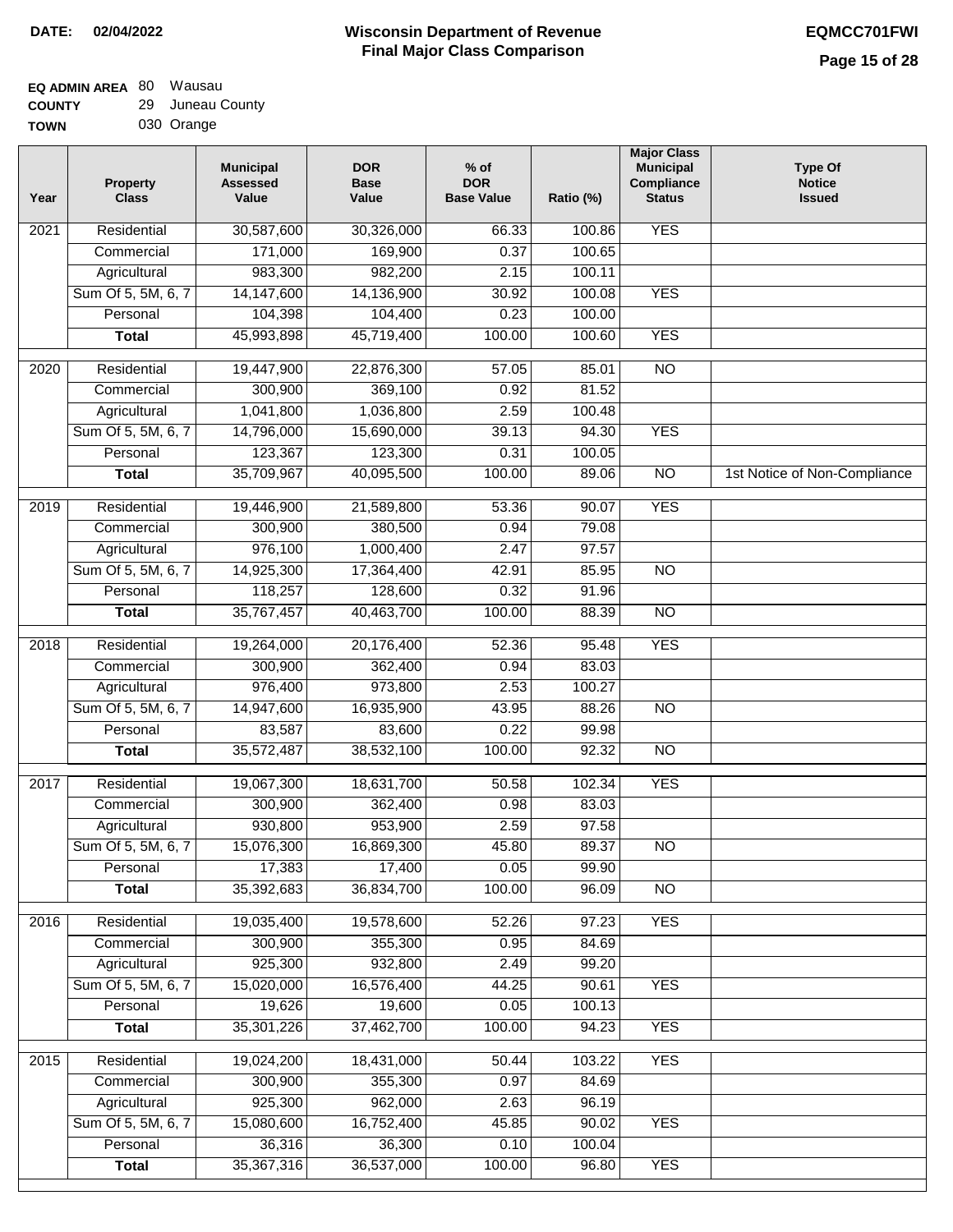**DATE:** 02/04/2022

# Wisconsin Department of Revenue Final Major Class Comparison

**EQMCC701FWI**

**EQ ADMIN AREA** 80 Wausau
**COUNTY** 29 Juneau County
**TOWN** 030 Orange

| Year | Property Class | Municipal Assessed Value | DOR Base Value | % of DOR Base Value | Ratio (%) | Major Class Municipal Compliance Status | Type Of Notice Issued |
|---|---|---|---|---|---|---|---|
| 2021 | Residential | 30,587,600 | 30,326,000 | 66.33 | 100.86 | YES | |
| | Commercial | 171,000 | 169,900 | 0.37 | 100.65 | | |
| | Agricultural | 983,300 | 982,200 | 2.15 | 100.11 | | |
| | Sum Of 5, 5M, 6, 7 | 14,147,600 | 14,136,900 | 30.92 | 100.08 | YES | |
| | Personal | 104,398 | 104,400 | 0.23 | 100.00 | | |
| | **Total** | 45,993,898 | 45,719,400 | 100.00 | 100.60 | YES | |
| 2020 | Residential | 19,447,900 | 22,876,300 | 57.05 | 85.01 | NO | |
| | Commercial | 300,900 | 369,100 | 0.92 | 81.52 | | |
| | Agricultural | 1,041,800 | 1,036,800 | 2.59 | 100.48 | | |
| | Sum Of 5, 5M, 6, 7 | 14,796,000 | 15,690,000 | 39.13 | 94.30 | YES | |
| | Personal | 123,367 | 123,300 | 0.31 | 100.05 | | |
| | **Total** | 35,709,967 | 40,095,500 | 100.00 | 89.06 | NO | 1st Notice of Non-Compliance |
| 2019 | Residential | 19,446,900 | 21,589,800 | 53.36 | 90.07 | YES | |
| | Commercial | 300,900 | 380,500 | 0.94 | 79.08 | | |
| | Agricultural | 976,100 | 1,000,400 | 2.47 | 97.57 | | |
| | Sum Of 5, 5M, 6, 7 | 14,925,300 | 17,364,400 | 42.91 | 85.95 | NO | |
| | Personal | 118,257 | 128,600 | 0.32 | 91.96 | | |
| | **Total** | 35,767,457 | 40,463,700 | 100.00 | 88.39 | NO | |
| 2018 | Residential | 19,264,000 | 20,176,400 | 52.36 | 95.48 | YES | |
| | Commercial | 300,900 | 362,400 | 0.94 | 83.03 | | |
| | Agricultural | 976,400 | 973,800 | 2.53 | 100.27 | | |
| | Sum Of 5, 5M, 6, 7 | 14,947,600 | 16,935,900 | 43.95 | 88.26 | NO | |
| | Personal | 83,587 | 83,600 | 0.22 | 99.98 | | |
| | **Total** | 35,572,487 | 38,532,100 | 100.00 | 92.32 | NO | |
| 2017 | Residential | 19,067,300 | 18,631,700 | 50.58 | 102.34 | YES | |
| | Commercial | 300,900 | 362,400 | 0.98 | 83.03 | | |
| | Agricultural | 930,800 | 953,900 | 2.59 | 97.58 | | |
| | Sum Of 5, 5M, 6, 7 | 15,076,300 | 16,869,300 | 45.80 | 89.37 | NO | |
| | Personal | 17,383 | 17,400 | 0.05 | 99.90 | | |
| | **Total** | 35,392,683 | 36,834,700 | 100.00 | 96.09 | NO | |
| 2016 | Residential | 19,035,400 | 19,578,600 | 52.26 | 97.23 | YES | |
| | Commercial | 300,900 | 355,300 | 0.95 | 84.69 | | |
| | Agricultural | 925,300 | 932,800 | 2.49 | 99.20 | | |
| | Sum Of 5, 5M, 6, 7 | 15,020,000 | 16,576,400 | 44.25 | 90.61 | YES | |
| | Personal | 19,626 | 19,600 | 0.05 | 100.13 | | |
| | **Total** | 35,301,226 | 37,462,700 | 100.00 | 94.23 | YES | |
| 2015 | Residential | 19,024,200 | 18,431,000 | 50.44 | 103.22 | YES | |
| | Commercial | 300,900 | 355,300 | 0.97 | 84.69 | | |
| | Agricultural | 925,300 | 962,000 | 2.63 | 96.19 | | |
| | Sum Of 5, 5M, 6, 7 | 15,080,600 | 16,752,400 | 45.85 | 90.02 | YES | |
| | Personal | 36,316 | 36,300 | 0.10 | 100.04 | | |
| | **Total** | 35,367,316 | 36,537,000 | 100.00 | 96.80 | YES | |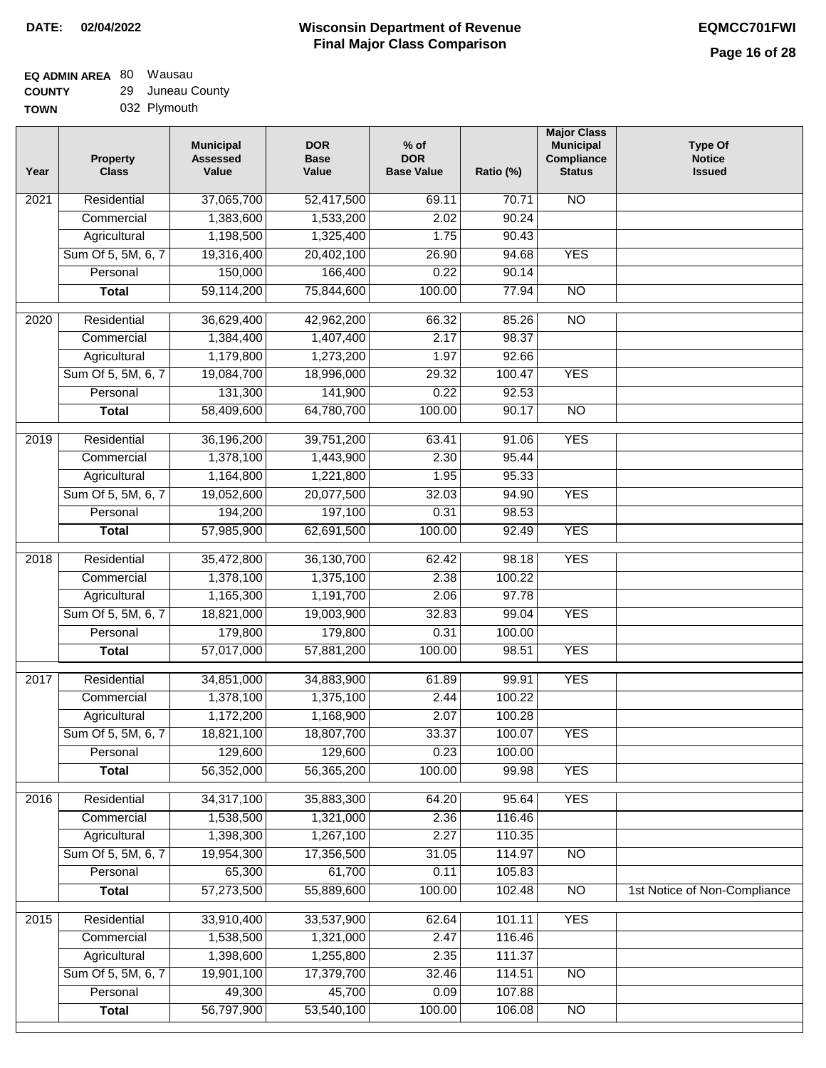**DATE: 02/04/2022**

# Wisconsin Department of Revenue
## Final Major Class Comparison

**EQMCC701FWI**

**EQ ADMIN AREA** 80 Wausau
**COUNTY** 29 Juneau County
**TOWN** 032 Plymouth

| Year | Property Class | Municipal Assessed Value | DOR Base Value | % of DOR Base Value | Ratio (%) | Major Class Municipal Compliance Status | Type Of Notice Issued |
|---|---|---|---|---|---|---|---|
| 2021 | Residential | 37,065,700 | 52,417,500 | 69.11 | 70.71 | NO | |
| | Commercial | 1,383,600 | 1,533,200 | 2.02 | 90.24 | | |
| | Agricultural | 1,198,500 | 1,325,400 | 1.75 | 90.43 | | |
| | Sum Of 5, 5M, 6, 7 | 19,316,400 | 20,402,100 | 26.90 | 94.68 | YES | |
| | Personal | 150,000 | 166,400 | 0.22 | 90.14 | | |
| | **Total** | 59,114,200 | 75,844,600 | 100.00 | 77.94 | NO | |
| 2020 | Residential | 36,629,400 | 42,962,200 | 66.32 | 85.26 | NO | |
| | Commercial | 1,384,400 | 1,407,400 | 2.17 | 98.37 | | |
| | Agricultural | 1,179,800 | 1,273,200 | 1.97 | 92.66 | | |
| | Sum Of 5, 5M, 6, 7 | 19,084,700 | 18,996,000 | 29.32 | 100.47 | YES | |
| | Personal | 131,300 | 141,900 | 0.22 | 92.53 | | |
| | **Total** | 58,409,600 | 64,780,700 | 100.00 | 90.17 | NO | |
| 2019 | Residential | 36,196,200 | 39,751,200 | 63.41 | 91.06 | YES | |
| | Commercial | 1,378,100 | 1,443,900 | 2.30 | 95.44 | | |
| | Agricultural | 1,164,800 | 1,221,800 | 1.95 | 95.33 | | |
| | Sum Of 5, 5M, 6, 7 | 19,052,600 | 20,077,500 | 32.03 | 94.90 | YES | |
| | Personal | 194,200 | 197,100 | 0.31 | 98.53 | | |
| | **Total** | 57,985,900 | 62,691,500 | 100.00 | 92.49 | YES | |
| 2018 | Residential | 35,472,800 | 36,130,700 | 62.42 | 98.18 | YES | |
| | Commercial | 1,378,100 | 1,375,100 | 2.38 | 100.22 | | |
| | Agricultural | 1,165,300 | 1,191,700 | 2.06 | 97.78 | | |
| | Sum Of 5, 5M, 6, 7 | 18,821,000 | 19,003,900 | 32.83 | 99.04 | YES | |
| | Personal | 179,800 | 179,800 | 0.31 | 100.00 | | |
| | **Total** | 57,017,000 | 57,881,200 | 100.00 | 98.51 | YES | |
| 2017 | Residential | 34,851,000 | 34,883,900 | 61.89 | 99.91 | YES | |
| | Commercial | 1,378,100 | 1,375,100 | 2.44 | 100.22 | | |
| | Agricultural | 1,172,200 | 1,168,900 | 2.07 | 100.28 | | |
| | Sum Of 5, 5M, 6, 7 | 18,821,100 | 18,807,700 | 33.37 | 100.07 | YES | |
| | Personal | 129,600 | 129,600 | 0.23 | 100.00 | | |
| | **Total** | 56,352,000 | 56,365,200 | 100.00 | 99.98 | YES | |
| 2016 | Residential | 34,317,100 | 35,883,300 | 64.20 | 95.64 | YES | |
| | Commercial | 1,538,500 | 1,321,000 | 2.36 | 116.46 | | |
| | Agricultural | 1,398,300 | 1,267,100 | 2.27 | 110.35 | | |
| | Sum Of 5, 5M, 6, 7 | 19,954,300 | 17,356,500 | 31.05 | 114.97 | NO | |
| | Personal | 65,300 | 61,700 | 0.11 | 105.83 | | |
| | **Total** | 57,273,500 | 55,889,600 | 100.00 | 102.48 | NO | 1st Notice of Non-Compliance |
| 2015 | Residential | 33,910,400 | 33,537,900 | 62.64 | 101.11 | YES | |
| | Commercial | 1,538,500 | 1,321,000 | 2.47 | 116.46 | | |
| | Agricultural | 1,398,600 | 1,255,800 | 2.35 | 111.37 | | |
| | Sum Of 5, 5M, 6, 7 | 19,901,100 | 17,379,700 | 32.46 | 114.51 | NO | |
| | Personal | 49,300 | 45,700 | 0.09 | 107.88 | | |
| | **Total** | 56,797,900 | 53,540,100 | 100.00 | 106.08 | NO | |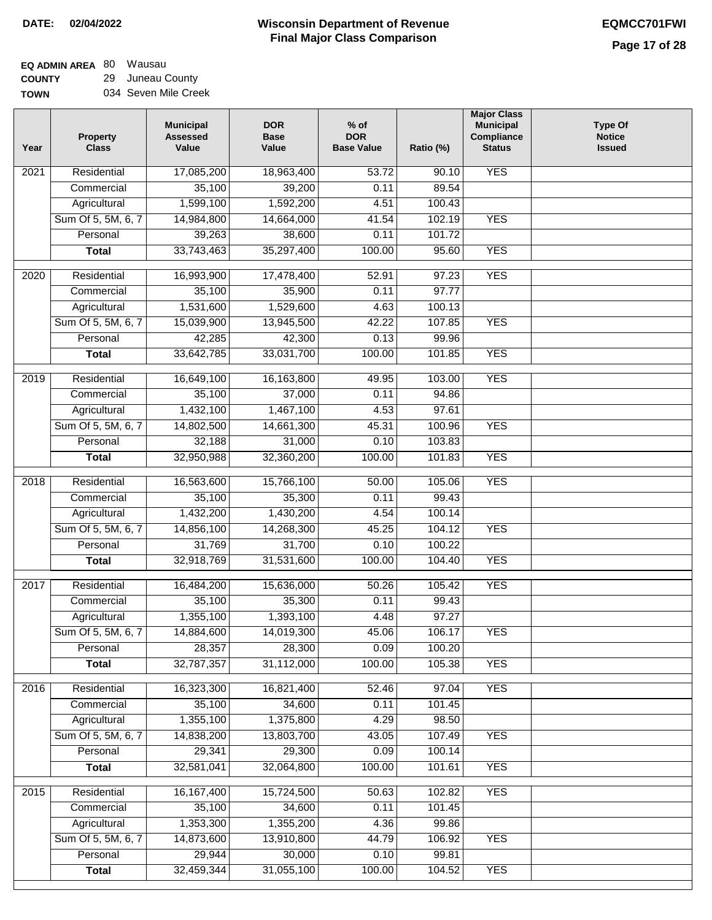**DATE: 02/04/2022**

# Wisconsin Department of Revenue
## Final Major Class Comparison

**EQMCC701FWI**

**EQ ADMIN AREA** 80 Wausau
**COUNTY** 29 Juneau County
**TOWN** 034 Seven Mile Creek

| Year | Property Class | Municipal Assessed Value | DOR Base Value | % of DOR Base Value | Ratio (%) | Major Class Municipal Compliance Status | Type Of Notice Issued |
|---|---|---|---|---|---|---|---|
| 2021 | Residential | 17,085,200 | 18,963,400 | 53.72 | 90.10 | YES | |
| | Commercial | 35,100 | 39,200 | 0.11 | 89.54 | | |
| | Agricultural | 1,599,100 | 1,592,200 | 4.51 | 100.43 | | |
| | Sum Of 5, 5M, 6, 7 | 14,984,800 | 14,664,000 | 41.54 | 102.19 | YES | |
| | Personal | 39,263 | 38,600 | 0.11 | 101.72 | | |
| | **Total** | 33,743,463 | 35,297,400 | 100.00 | 95.60 | YES | |
| 2020 | Residential | 16,993,900 | 17,478,400 | 52.91 | 97.23 | YES | |
| | Commercial | 35,100 | 35,900 | 0.11 | 97.77 | | |
| | Agricultural | 1,531,600 | 1,529,600 | 4.63 | 100.13 | | |
| | Sum Of 5, 5M, 6, 7 | 15,039,900 | 13,945,500 | 42.22 | 107.85 | YES | |
| | Personal | 42,285 | 42,300 | 0.13 | 99.96 | | |
| | **Total** | 33,642,785 | 33,031,700 | 100.00 | 101.85 | YES | |
| 2019 | Residential | 16,649,100 | 16,163,800 | 49.95 | 103.00 | YES | |
| | Commercial | 35,100 | 37,000 | 0.11 | 94.86 | | |
| | Agricultural | 1,432,100 | 1,467,100 | 4.53 | 97.61 | | |
| | Sum Of 5, 5M, 6, 7 | 14,802,500 | 14,661,300 | 45.31 | 100.96 | YES | |
| | Personal | 32,188 | 31,000 | 0.10 | 103.83 | | |
| | **Total** | 32,950,988 | 32,360,200 | 100.00 | 101.83 | YES | |
| 2018 | Residential | 16,563,600 | 15,766,100 | 50.00 | 105.06 | YES | |
| | Commercial | 35,100 | 35,300 | 0.11 | 99.43 | | |
| | Agricultural | 1,432,200 | 1,430,200 | 4.54 | 100.14 | | |
| | Sum Of 5, 5M, 6, 7 | 14,856,100 | 14,268,300 | 45.25 | 104.12 | YES | |
| | Personal | 31,769 | 31,700 | 0.10 | 100.22 | | |
| | **Total** | 32,918,769 | 31,531,600 | 100.00 | 104.40 | YES | |
| 2017 | Residential | 16,484,200 | 15,636,000 | 50.26 | 105.42 | YES | |
| | Commercial | 35,100 | 35,300 | 0.11 | 99.43 | | |
| | Agricultural | 1,355,100 | 1,393,100 | 4.48 | 97.27 | | |
| | Sum Of 5, 5M, 6, 7 | 14,884,600 | 14,019,300 | 45.06 | 106.17 | YES | |
| | Personal | 28,357 | 28,300 | 0.09 | 100.20 | | |
| | **Total** | 32,787,357 | 31,112,000 | 100.00 | 105.38 | YES | |
| 2016 | Residential | 16,323,300 | 16,821,400 | 52.46 | 97.04 | YES | |
| | Commercial | 35,100 | 34,600 | 0.11 | 101.45 | | |
| | Agricultural | 1,355,100 | 1,375,800 | 4.29 | 98.50 | | |
| | Sum Of 5, 5M, 6, 7 | 14,838,200 | 13,803,700 | 43.05 | 107.49 | YES | |
| | Personal | 29,341 | 29,300 | 0.09 | 100.14 | | |
| | **Total** | 32,581,041 | 32,064,800 | 100.00 | 101.61 | YES | |
| 2015 | Residential | 16,167,400 | 15,724,500 | 50.63 | 102.82 | YES | |
| | Commercial | 35,100 | 34,600 | 0.11 | 101.45 | | |
| | Agricultural | 1,353,300 | 1,355,200 | 4.36 | 99.86 | | |
| | Sum Of 5, 5M, 6, 7 | 14,873,600 | 13,910,800 | 44.79 | 106.92 | YES | |
| | Personal | 29,944 | 30,000 | 0.10 | 99.81 | | |
| | **Total** | 32,459,344 | 31,055,100 | 100.00 | 104.52 | YES | |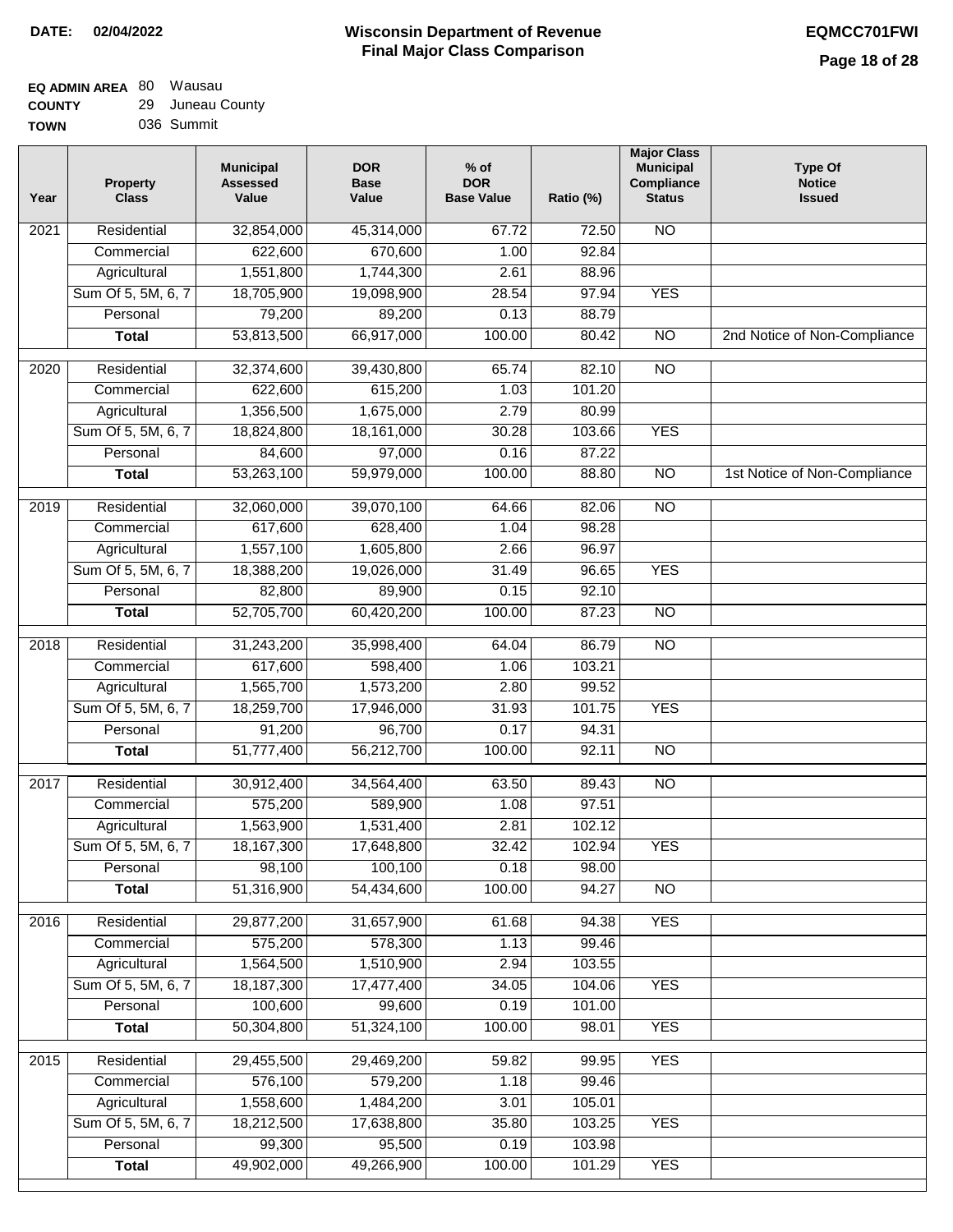**DATE: 02/04/2022**

# Wisconsin Department of Revenue
## Final Major Class Comparison

**EQMCC701FWI**

**EQ ADMIN AREA** 80 Wausau
**COUNTY** 29 Juneau County
**TOWN** 036 Summit

| Year | Property Class | Municipal Assessed Value | DOR Base Value | % of DOR Base Value | Ratio (%) | Major Class Municipal Compliance Status | Type Of Notice Issued |
|---|---|---|---|---|---|---|---|
| 2021 | Residential | 32,854,000 | 45,314,000 | 67.72 | 72.50 | NO | |
| | Commercial | 622,600 | 670,600 | 1.00 | 92.84 | | |
| | Agricultural | 1,551,800 | 1,744,300 | 2.61 | 88.96 | | |
| | Sum Of 5, 5M, 6, 7 | 18,705,900 | 19,098,900 | 28.54 | 97.94 | YES | |
| | Personal | 79,200 | 89,200 | 0.13 | 88.79 | | |
| | **Total** | 53,813,500 | 66,917,000 | 100.00 | 80.42 | NO | 2nd Notice of Non-Compliance |
| 2020 | Residential | 32,374,600 | 39,430,800 | 65.74 | 82.10 | NO | |
| | Commercial | 622,600 | 615,200 | 1.03 | 101.20 | | |
| | Agricultural | 1,356,500 | 1,675,000 | 2.79 | 80.99 | | |
| | Sum Of 5, 5M, 6, 7 | 18,824,800 | 18,161,000 | 30.28 | 103.66 | YES | |
| | Personal | 84,600 | 97,000 | 0.16 | 87.22 | | |
| | **Total** | 53,263,100 | 59,979,000 | 100.00 | 88.80 | NO | 1st Notice of Non-Compliance |
| 2019 | Residential | 32,060,000 | 39,070,100 | 64.66 | 82.06 | NO | |
| | Commercial | 617,600 | 628,400 | 1.04 | 98.28 | | |
| | Agricultural | 1,557,100 | 1,605,800 | 2.66 | 96.97 | | |
| | Sum Of 5, 5M, 6, 7 | 18,388,200 | 19,026,000 | 31.49 | 96.65 | YES | |
| | Personal | 82,800 | 89,900 | 0.15 | 92.10 | | |
| | **Total** | 52,705,700 | 60,420,200 | 100.00 | 87.23 | NO | |
| 2018 | Residential | 31,243,200 | 35,998,400 | 64.04 | 86.79 | NO | |
| | Commercial | 617,600 | 598,400 | 1.06 | 103.21 | | |
| | Agricultural | 1,565,700 | 1,573,200 | 2.80 | 99.52 | | |
| | Sum Of 5, 5M, 6, 7 | 18,259,700 | 17,946,000 | 31.93 | 101.75 | YES | |
| | Personal | 91,200 | 96,700 | 0.17 | 94.31 | | |
| | **Total** | 51,777,400 | 56,212,700 | 100.00 | 92.11 | NO | |
| 2017 | Residential | 30,912,400 | 34,564,400 | 63.50 | 89.43 | NO | |
| | Commercial | 575,200 | 589,900 | 1.08 | 97.51 | | |
| | Agricultural | 1,563,900 | 1,531,400 | 2.81 | 102.12 | | |
| | Sum Of 5, 5M, 6, 7 | 18,167,300 | 17,648,800 | 32.42 | 102.94 | YES | |
| | Personal | 98,100 | 100,100 | 0.18 | 98.00 | | |
| | **Total** | 51,316,900 | 54,434,600 | 100.00 | 94.27 | NO | |
| 2016 | Residential | 29,877,200 | 31,657,900 | 61.68 | 94.38 | YES | |
| | Commercial | 575,200 | 578,300 | 1.13 | 99.46 | | |
| | Agricultural | 1,564,500 | 1,510,900 | 2.94 | 103.55 | | |
| | Sum Of 5, 5M, 6, 7 | 18,187,300 | 17,477,400 | 34.05 | 104.06 | YES | |
| | Personal | 100,600 | 99,600 | 0.19 | 101.00 | | |
| | **Total** | 50,304,800 | 51,324,100 | 100.00 | 98.01 | YES | |
| 2015 | Residential | 29,455,500 | 29,469,200 | 59.82 | 99.95 | YES | |
| | Commercial | 576,100 | 579,200 | 1.18 | 99.46 | | |
| | Agricultural | 1,558,600 | 1,484,200 | 3.01 | 105.01 | | |
| | Sum Of 5, 5M, 6, 7 | 18,212,500 | 17,638,800 | 35.80 | 103.25 | YES | |
| | Personal | 99,300 | 95,500 | 0.19 | 103.98 | | |
| | **Total** | 49,902,000 | 49,266,900 | 100.00 | 101.29 | YES | |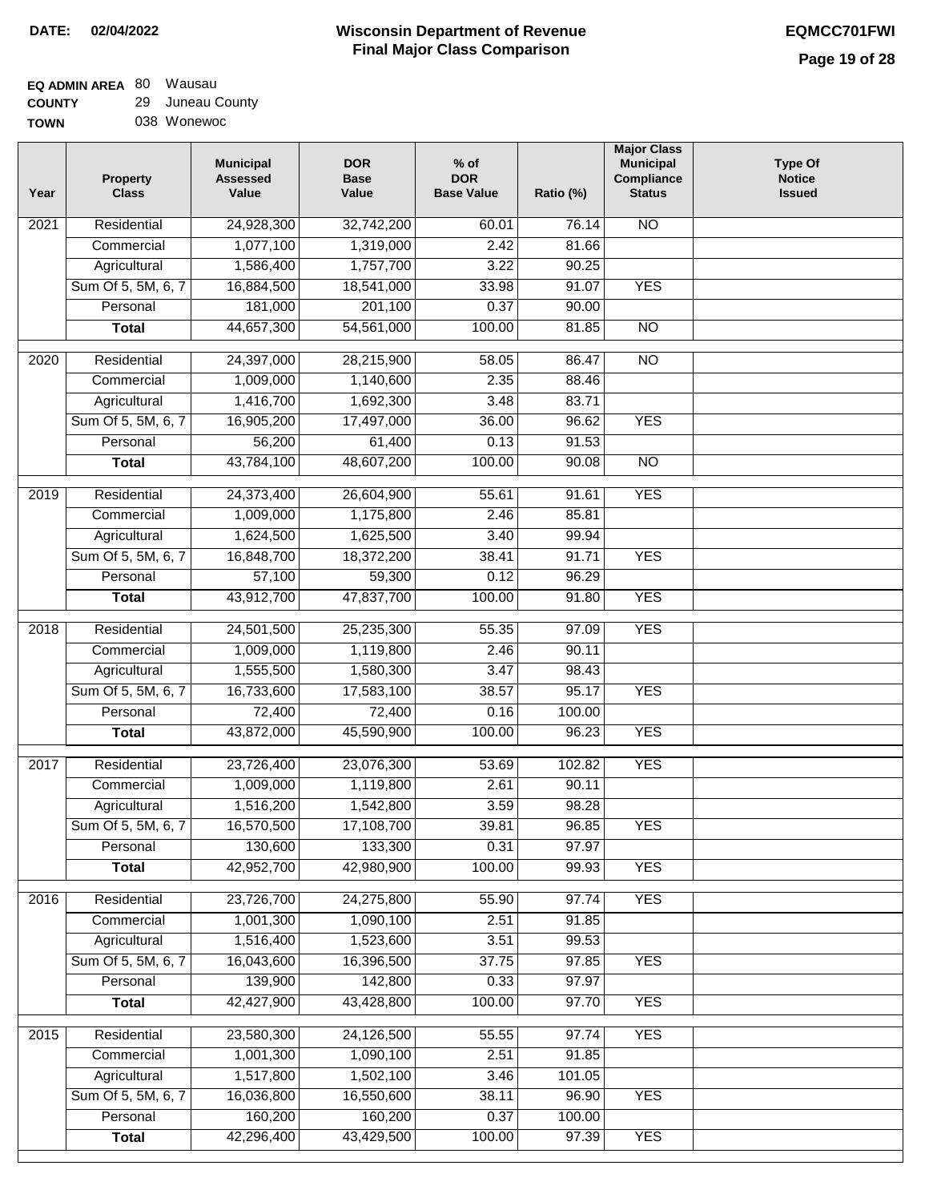**DATE: 02/04/2022**

# Wisconsin Department of Revenue
## Final Major Class Comparison

**EQMCC701FWI**

**EQ ADMIN AREA** 80 Wausau
**COUNTY** 29 Juneau County
**TOWN** 038 Wonewoc

| Year | Property Class | Municipal Assessed Value | DOR Base Value | % of DOR Base Value | Ratio (%) | Major Class Municipal Compliance Status | Type Of Notice Issued |
|---|---|---|---|---|---|---|---|
| 2021 | Residential | 24,928,300 | 32,742,200 | 60.01 | 76.14 | NO | |
| | Commercial | 1,077,100 | 1,319,000 | 2.42 | 81.66 | | |
| | Agricultural | 1,586,400 | 1,757,700 | 3.22 | 90.25 | | |
| | Sum Of 5, 5M, 6, 7 | 16,884,500 | 18,541,000 | 33.98 | 91.07 | YES | |
| | Personal | 181,000 | 201,100 | 0.37 | 90.00 | | |
| | **Total** | 44,657,300 | 54,561,000 | 100.00 | 81.85 | NO | |
| 2020 | Residential | 24,397,000 | 28,215,900 | 58.05 | 86.47 | NO | |
| | Commercial | 1,009,000 | 1,140,600 | 2.35 | 88.46 | | |
| | Agricultural | 1,416,700 | 1,692,300 | 3.48 | 83.71 | | |
| | Sum Of 5, 5M, 6, 7 | 16,905,200 | 17,497,000 | 36.00 | 96.62 | YES | |
| | Personal | 56,200 | 61,400 | 0.13 | 91.53 | | |
| | **Total** | 43,784,100 | 48,607,200 | 100.00 | 90.08 | NO | |
| 2019 | Residential | 24,373,400 | 26,604,900 | 55.61 | 91.61 | YES | |
| | Commercial | 1,009,000 | 1,175,800 | 2.46 | 85.81 | | |
| | Agricultural | 1,624,500 | 1,625,500 | 3.40 | 99.94 | | |
| | Sum Of 5, 5M, 6, 7 | 16,848,700 | 18,372,200 | 38.41 | 91.71 | YES | |
| | Personal | 57,100 | 59,300 | 0.12 | 96.29 | | |
| | **Total** | 43,912,700 | 47,837,700 | 100.00 | 91.80 | YES | |
| 2018 | Residential | 24,501,500 | 25,235,300 | 55.35 | 97.09 | YES | |
| | Commercial | 1,009,000 | 1,119,800 | 2.46 | 90.11 | | |
| | Agricultural | 1,555,500 | 1,580,300 | 3.47 | 98.43 | | |
| | Sum Of 5, 5M, 6, 7 | 16,733,600 | 17,583,100 | 38.57 | 95.17 | YES | |
| | Personal | 72,400 | 72,400 | 0.16 | 100.00 | | |
| | **Total** | 43,872,000 | 45,590,900 | 100.00 | 96.23 | YES | |
| 2017 | Residential | 23,726,400 | 23,076,300 | 53.69 | 102.82 | YES | |
| | Commercial | 1,009,000 | 1,119,800 | 2.61 | 90.11 | | |
| | Agricultural | 1,516,200 | 1,542,800 | 3.59 | 98.28 | | |
| | Sum Of 5, 5M, 6, 7 | 16,570,500 | 17,108,700 | 39.81 | 96.85 | YES | |
| | Personal | 130,600 | 133,300 | 0.31 | 97.97 | | |
| | **Total** | 42,952,700 | 42,980,900 | 100.00 | 99.93 | YES | |
| 2016 | Residential | 23,726,700 | 24,275,800 | 55.90 | 97.74 | YES | |
| | Commercial | 1,001,300 | 1,090,100 | 2.51 | 91.85 | | |
| | Agricultural | 1,516,400 | 1,523,600 | 3.51 | 99.53 | | |
| | Sum Of 5, 5M, 6, 7 | 16,043,600 | 16,396,500 | 37.75 | 97.85 | YES | |
| | Personal | 139,900 | 142,800 | 0.33 | 97.97 | | |
| | **Total** | 42,427,900 | 43,428,800 | 100.00 | 97.70 | YES | |
| 2015 | Residential | 23,580,300 | 24,126,500 | 55.55 | 97.74 | YES | |
| | Commercial | 1,001,300 | 1,090,100 | 2.51 | 91.85 | | |
| | Agricultural | 1,517,800 | 1,502,100 | 3.46 | 101.05 | | |
| | Sum Of 5, 5M, 6, 7 | 16,036,800 | 16,550,600 | 38.11 | 96.90 | YES | |
| | Personal | 160,200 | 160,200 | 0.37 | 100.00 | | |
| | **Total** | 42,296,400 | 43,429,500 | 100.00 | 97.39 | YES | |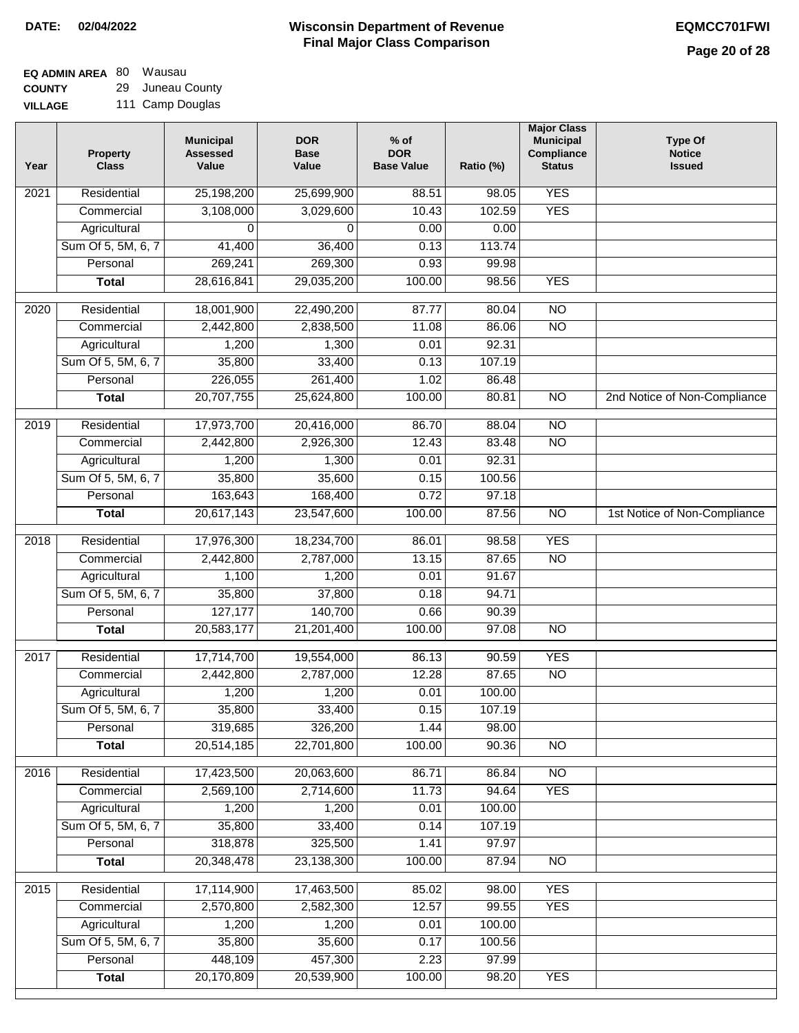**DATE: 02/04/2022**

# Wisconsin Department of Revenue
## Final Major Class Comparison

**EQMCC701FWI**

**EQ ADMIN AREA** 80 Wausau
**COUNTY** 29 Juneau County
**VILLAGE** 111 Camp Douglas

| Year | Property Class | Municipal Assessed Value | DOR Base Value | % of DOR Base Value | Ratio (%) | Major Class Municipal Compliance Status | Type Of Notice Issued |
|---|---|---|---|---|---|---|---|
| 2021 | Residential | 25,198,200 | 25,699,900 | 88.51 | 98.05 | YES | |
| | Commercial | 3,108,000 | 3,029,600 | 10.43 | 102.59 | YES | |
| | Agricultural | 0 | 0 | 0.00 | 0.00 | | |
| | Sum Of 5, 5M, 6, 7 | 41,400 | 36,400 | 0.13 | 113.74 | | |
| | Personal | 269,241 | 269,300 | 0.93 | 99.98 | | |
| | **Total** | 28,616,841 | 29,035,200 | 100.00 | 98.56 | YES | |
| 2020 | Residential | 18,001,900 | 22,490,200 | 87.77 | 80.04 | NO | |
| | Commercial | 2,442,800 | 2,838,500 | 11.08 | 86.06 | NO | |
| | Agricultural | 1,200 | 1,300 | 0.01 | 92.31 | | |
| | Sum Of 5, 5M, 6, 7 | 35,800 | 33,400 | 0.13 | 107.19 | | |
| | Personal | 226,055 | 261,400 | 1.02 | 86.48 | | |
| | **Total** | 20,707,755 | 25,624,800 | 100.00 | 80.81 | NO | 2nd Notice of Non-Compliance |
| 2019 | Residential | 17,973,700 | 20,416,000 | 86.70 | 88.04 | NO | |
| | Commercial | 2,442,800 | 2,926,300 | 12.43 | 83.48 | NO | |
| | Agricultural | 1,200 | 1,300 | 0.01 | 92.31 | | |
| | Sum Of 5, 5M, 6, 7 | 35,800 | 35,600 | 0.15 | 100.56 | | |
| | Personal | 163,643 | 168,400 | 0.72 | 97.18 | | |
| | **Total** | 20,617,143 | 23,547,600 | 100.00 | 87.56 | NO | 1st Notice of Non-Compliance |
| 2018 | Residential | 17,976,300 | 18,234,700 | 86.01 | 98.58 | YES | |
| | Commercial | 2,442,800 | 2,787,000 | 13.15 | 87.65 | NO | |
| | Agricultural | 1,100 | 1,200 | 0.01 | 91.67 | | |
| | Sum Of 5, 5M, 6, 7 | 35,800 | 37,800 | 0.18 | 94.71 | | |
| | Personal | 127,177 | 140,700 | 0.66 | 90.39 | | |
| | **Total** | 20,583,177 | 21,201,400 | 100.00 | 97.08 | NO | |
| 2017 | Residential | 17,714,700 | 19,554,000 | 86.13 | 90.59 | YES | |
| | Commercial | 2,442,800 | 2,787,000 | 12.28 | 87.65 | NO | |
| | Agricultural | 1,200 | 1,200 | 0.01 | 100.00 | | |
| | Sum Of 5, 5M, 6, 7 | 35,800 | 33,400 | 0.15 | 107.19 | | |
| | Personal | 319,685 | 326,200 | 1.44 | 98.00 | | |
| | **Total** | 20,514,185 | 22,701,800 | 100.00 | 90.36 | NO | |
| 2016 | Residential | 17,423,500 | 20,063,600 | 86.71 | 86.84 | NO | |
| | Commercial | 2,569,100 | 2,714,600 | 11.73 | 94.64 | YES | |
| | Agricultural | 1,200 | 1,200 | 0.01 | 100.00 | | |
| | Sum Of 5, 5M, 6, 7 | 35,800 | 33,400 | 0.14 | 107.19 | | |
| | Personal | 318,878 | 325,500 | 1.41 | 97.97 | | |
| | **Total** | 20,348,478 | 23,138,300 | 100.00 | 87.94 | NO | |
| 2015 | Residential | 17,114,900 | 17,463,500 | 85.02 | 98.00 | YES | |
| | Commercial | 2,570,800 | 2,582,300 | 12.57 | 99.55 | YES | |
| | Agricultural | 1,200 | 1,200 | 0.01 | 100.00 | | |
| | Sum Of 5, 5M, 6, 7 | 35,800 | 35,600 | 0.17 | 100.56 | | |
| | Personal | 448,109 | 457,300 | 2.23 | 97.99 | | |
| | **Total** | 20,170,809 | 20,539,900 | 100.00 | 98.20 | YES | |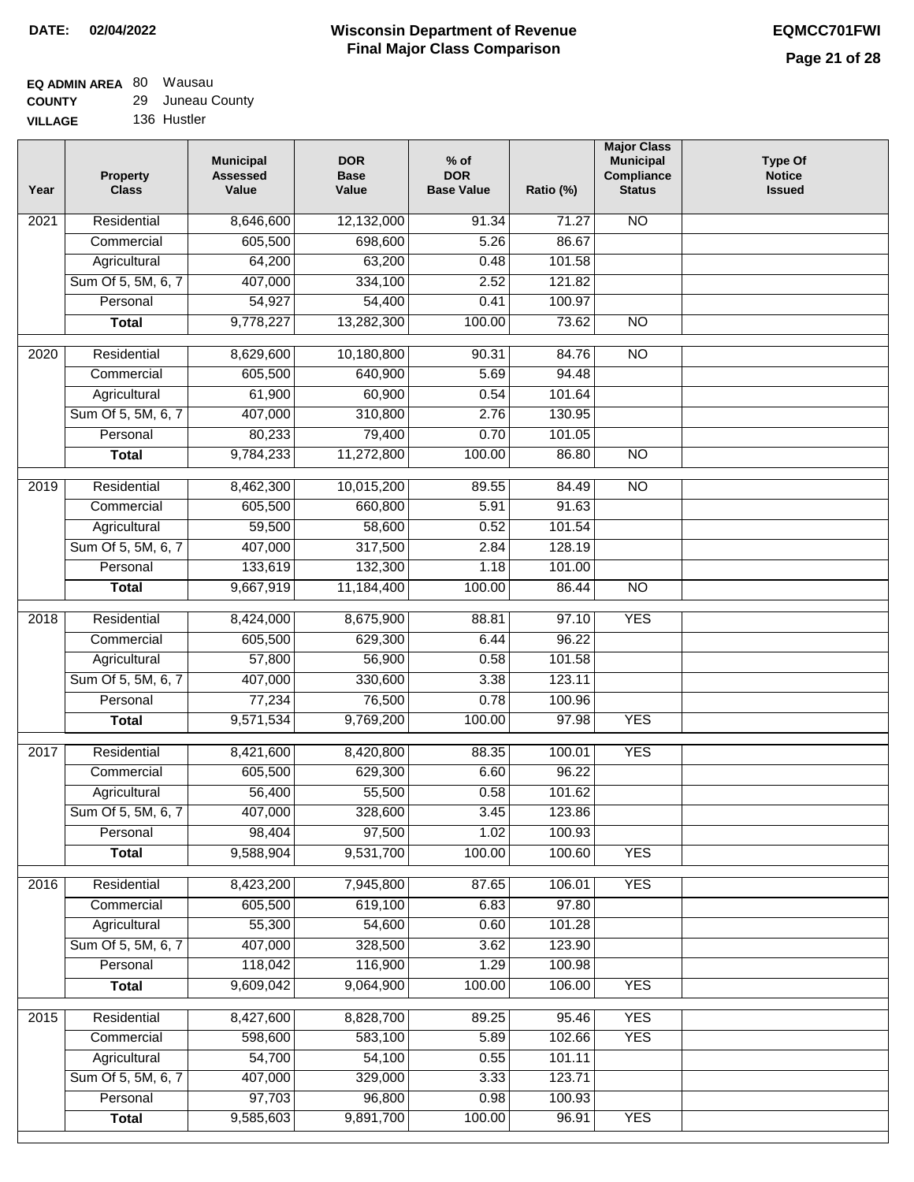**DATE: 02/04/2022**

# Wisconsin Department of Revenue
## Final Major Class Comparison

**EQMCC701FWI**

**EQ ADMIN AREA** 80 Wausau
**COUNTY** 29 Juneau County
**VILLAGE** 136 Hustler

| Year | Property Class | Municipal Assessed Value | DOR Base Value | % of DOR Base Value | Ratio (%) | Major Class Municipal Compliance Status | Type Of Notice Issued |
|---|---|---|---|---|---|---|---|
| 2021 | Residential | 8,646,600 | 12,132,000 | 91.34 | 71.27 | NO | |
| | Commercial | 605,500 | 698,600 | 5.26 | 86.67 | | |
| | Agricultural | 64,200 | 63,200 | 0.48 | 101.58 | | |
| | Sum Of 5, 5M, 6, 7 | 407,000 | 334,100 | 2.52 | 121.82 | | |
| | Personal | 54,927 | 54,400 | 0.41 | 100.97 | | |
| | **Total** | 9,778,227 | 13,282,300 | 100.00 | 73.62 | NO | |
| 2020 | Residential | 8,629,600 | 10,180,800 | 90.31 | 84.76 | NO | |
| | Commercial | 605,500 | 640,900 | 5.69 | 94.48 | | |
| | Agricultural | 61,900 | 60,900 | 0.54 | 101.64 | | |
| | Sum Of 5, 5M, 6, 7 | 407,000 | 310,800 | 2.76 | 130.95 | | |
| | Personal | 80,233 | 79,400 | 0.70 | 101.05 | | |
| | **Total** | 9,784,233 | 11,272,800 | 100.00 | 86.80 | NO | |
| 2019 | Residential | 8,462,300 | 10,015,200 | 89.55 | 84.49 | NO | |
| | Commercial | 605,500 | 660,800 | 5.91 | 91.63 | | |
| | Agricultural | 59,500 | 58,600 | 0.52 | 101.54 | | |
| | Sum Of 5, 5M, 6, 7 | 407,000 | 317,500 | 2.84 | 128.19 | | |
| | Personal | 133,619 | 132,300 | 1.18 | 101.00 | | |
| | **Total** | 9,667,919 | 11,184,400 | 100.00 | 86.44 | NO | |
| 2018 | Residential | 8,424,000 | 8,675,900 | 88.81 | 97.10 | YES | |
| | Commercial | 605,500 | 629,300 | 6.44 | 96.22 | | |
| | Agricultural | 57,800 | 56,900 | 0.58 | 101.58 | | |
| | Sum Of 5, 5M, 6, 7 | 407,000 | 330,600 | 3.38 | 123.11 | | |
| | Personal | 77,234 | 76,500 | 0.78 | 100.96 | | |
| | **Total** | 9,571,534 | 9,769,200 | 100.00 | 97.98 | YES | |
| 2017 | Residential | 8,421,600 | 8,420,800 | 88.35 | 100.01 | YES | |
| | Commercial | 605,500 | 629,300 | 6.60 | 96.22 | | |
| | Agricultural | 56,400 | 55,500 | 0.58 | 101.62 | | |
| | Sum Of 5, 5M, 6, 7 | 407,000 | 328,600 | 3.45 | 123.86 | | |
| | Personal | 98,404 | 97,500 | 1.02 | 100.93 | | |
| | **Total** | 9,588,904 | 9,531,700 | 100.00 | 100.60 | YES | |
| 2016 | Residential | 8,423,200 | 7,945,800 | 87.65 | 106.01 | YES | |
| | Commercial | 605,500 | 619,100 | 6.83 | 97.80 | | |
| | Agricultural | 55,300 | 54,600 | 0.60 | 101.28 | | |
| | Sum Of 5, 5M, 6, 7 | 407,000 | 328,500 | 3.62 | 123.90 | | |
| | Personal | 118,042 | 116,900 | 1.29 | 100.98 | | |
| | **Total** | 9,609,042 | 9,064,900 | 100.00 | 106.00 | YES | |
| 2015 | Residential | 8,427,600 | 8,828,700 | 89.25 | 95.46 | YES | |
| | Commercial | 598,600 | 583,100 | 5.89 | 102.66 | YES | |
| | Agricultural | 54,700 | 54,100 | 0.55 | 101.11 | | |
| | Sum Of 5, 5M, 6, 7 | 407,000 | 329,000 | 3.33 | 123.71 | | |
| | Personal | 97,703 | 96,800 | 0.98 | 100.93 | | |
| | **Total** | 9,585,603 | 9,891,700 | 100.00 | 96.91 | YES | |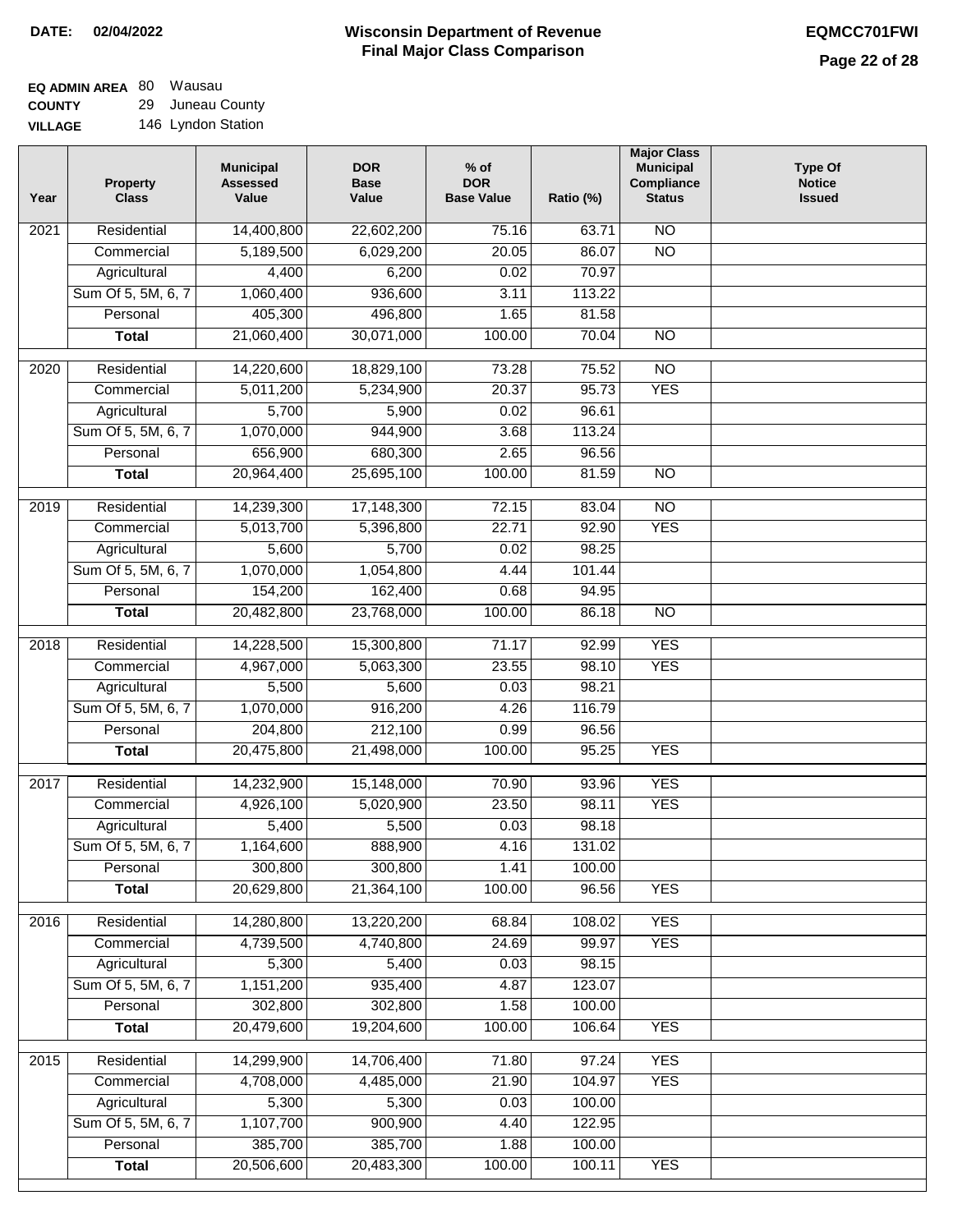**DATE: 02/04/2022**

# Wisconsin Department of Revenue
## Final Major Class Comparison

**EQMCC701FWI**

**EQ ADMIN AREA** 80 Wausau
**COUNTY** 29 Juneau County
**VILLAGE** 146 Lyndon Station

| Year | Property Class | Municipal Assessed Value | DOR Base Value | % of DOR Base Value | Ratio (%) | Major Class Municipal Compliance Status | Type Of Notice Issued |
|---|---|---|---|---|---|---|---|
| 2021 | Residential | 14,400,800 | 22,602,200 | 75.16 | 63.71 | NO | |
| | Commercial | 5,189,500 | 6,029,200 | 20.05 | 86.07 | NO | |
| | Agricultural | 4,400 | 6,200 | 0.02 | 70.97 | | |
| | Sum Of 5, 5M, 6, 7 | 1,060,400 | 936,600 | 3.11 | 113.22 | | |
| | Personal | 405,300 | 496,800 | 1.65 | 81.58 | | |
| | **Total** | 21,060,400 | 30,071,000 | 100.00 | 70.04 | NO | |
| 2020 | Residential | 14,220,600 | 18,829,100 | 73.28 | 75.52 | NO | |
| | Commercial | 5,011,200 | 5,234,900 | 20.37 | 95.73 | YES | |
| | Agricultural | 5,700 | 5,900 | 0.02 | 96.61 | | |
| | Sum Of 5, 5M, 6, 7 | 1,070,000 | 944,900 | 3.68 | 113.24 | | |
| | Personal | 656,900 | 680,300 | 2.65 | 96.56 | | |
| | **Total** | 20,964,400 | 25,695,100 | 100.00 | 81.59 | NO | |
| 2019 | Residential | 14,239,300 | 17,148,300 | 72.15 | 83.04 | NO | |
| | Commercial | 5,013,700 | 5,396,800 | 22.71 | 92.90 | YES | |
| | Agricultural | 5,600 | 5,700 | 0.02 | 98.25 | | |
| | Sum Of 5, 5M, 6, 7 | 1,070,000 | 1,054,800 | 4.44 | 101.44 | | |
| | Personal | 154,200 | 162,400 | 0.68 | 94.95 | | |
| | **Total** | 20,482,800 | 23,768,000 | 100.00 | 86.18 | NO | |
| 2018 | Residential | 14,228,500 | 15,300,800 | 71.17 | 92.99 | YES | |
| | Commercial | 4,967,000 | 5,063,300 | 23.55 | 98.10 | YES | |
| | Agricultural | 5,500 | 5,600 | 0.03 | 98.21 | | |
| | Sum Of 5, 5M, 6, 7 | 1,070,000 | 916,200 | 4.26 | 116.79 | | |
| | Personal | 204,800 | 212,100 | 0.99 | 96.56 | | |
| | **Total** | 20,475,800 | 21,498,000 | 100.00 | 95.25 | YES | |
| 2017 | Residential | 14,232,900 | 15,148,000 | 70.90 | 93.96 | YES | |
| | Commercial | 4,926,100 | 5,020,900 | 23.50 | 98.11 | YES | |
| | Agricultural | 5,400 | 5,500 | 0.03 | 98.18 | | |
| | Sum Of 5, 5M, 6, 7 | 1,164,600 | 888,900 | 4.16 | 131.02 | | |
| | Personal | 300,800 | 300,800 | 1.41 | 100.00 | | |
| | **Total** | 20,629,800 | 21,364,100 | 100.00 | 96.56 | YES | |
| 2016 | Residential | 14,280,800 | 13,220,200 | 68.84 | 108.02 | YES | |
| | Commercial | 4,739,500 | 4,740,800 | 24.69 | 99.97 | YES | |
| | Agricultural | 5,300 | 5,400 | 0.03 | 98.15 | | |
| | Sum Of 5, 5M, 6, 7 | 1,151,200 | 935,400 | 4.87 | 123.07 | | |
| | Personal | 302,800 | 302,800 | 1.58 | 100.00 | | |
| | **Total** | 20,479,600 | 19,204,600 | 100.00 | 106.64 | YES | |
| 2015 | Residential | 14,299,900 | 14,706,400 | 71.80 | 97.24 | YES | |
| | Commercial | 4,708,000 | 4,485,000 | 21.90 | 104.97 | YES | |
| | Agricultural | 5,300 | 5,300 | 0.03 | 100.00 | | |
| | Sum Of 5, 5M, 6, 7 | 1,107,700 | 900,900 | 4.40 | 122.95 | | |
| | Personal | 385,700 | 385,700 | 1.88 | 100.00 | | |
| | **Total** | 20,506,600 | 20,483,300 | 100.00 | 100.11 | YES | |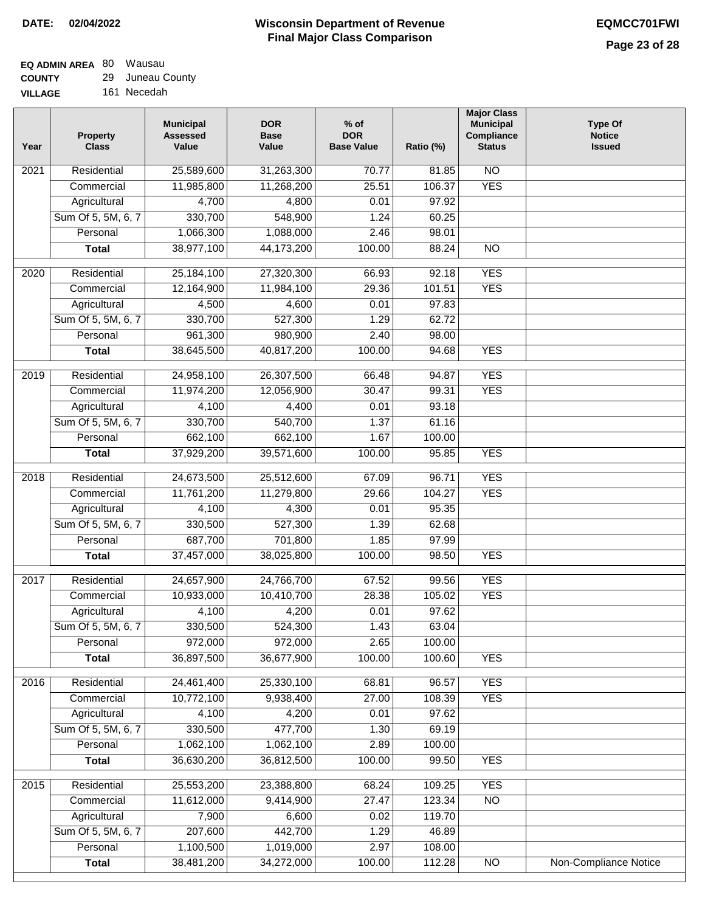**DATE:** 02/04/2022

# Wisconsin Department of Revenue Final Major Class Comparison

**EQMCC701FWI**

**EQ ADMIN AREA** 80 Wausau
**COUNTY** 29 Juneau County
**VILLAGE** 161 Necedah

| Year | Property Class | Municipal Assessed Value | DOR Base Value | % of DOR Base Value | Ratio (%) | Major Class Municipal Compliance Status | Type Of Notice Issued |
|---|---|---|---|---|---|---|---|
| 2021 | Residential | 25,589,600 | 31,263,300 | 70.77 | 81.85 | NO | |
| | Commercial | 11,985,800 | 11,268,200 | 25.51 | 106.37 | YES | |
| | Agricultural | 4,700 | 4,800 | 0.01 | 97.92 | | |
| | Sum Of 5, 5M, 6, 7 | 330,700 | 548,900 | 1.24 | 60.25 | | |
| | Personal | 1,066,300 | 1,088,000 | 2.46 | 98.01 | | |
| | **Total** | 38,977,100 | 44,173,200 | 100.00 | 88.24 | NO | |
| 2020 | Residential | 25,184,100 | 27,320,300 | 66.93 | 92.18 | YES | |
| | Commercial | 12,164,900 | 11,984,100 | 29.36 | 101.51 | YES | |
| | Agricultural | 4,500 | 4,600 | 0.01 | 97.83 | | |
| | Sum Of 5, 5M, 6, 7 | 330,700 | 527,300 | 1.29 | 62.72 | | |
| | Personal | 961,300 | 980,900 | 2.40 | 98.00 | | |
| | **Total** | 38,645,500 | 40,817,200 | 100.00 | 94.68 | YES | |
| 2019 | Residential | 24,958,100 | 26,307,500 | 66.48 | 94.87 | YES | |
| | Commercial | 11,974,200 | 12,056,900 | 30.47 | 99.31 | YES | |
| | Agricultural | 4,100 | 4,400 | 0.01 | 93.18 | | |
| | Sum Of 5, 5M, 6, 7 | 330,700 | 540,700 | 1.37 | 61.16 | | |
| | Personal | 662,100 | 662,100 | 1.67 | 100.00 | | |
| | **Total** | 37,929,200 | 39,571,600 | 100.00 | 95.85 | YES | |
| 2018 | Residential | 24,673,500 | 25,512,600 | 67.09 | 96.71 | YES | |
| | Commercial | 11,761,200 | 11,279,800 | 29.66 | 104.27 | YES | |
| | Agricultural | 4,100 | 4,300 | 0.01 | 95.35 | | |
| | Sum Of 5, 5M, 6, 7 | 330,500 | 527,300 | 1.39 | 62.68 | | |
| | Personal | 687,700 | 701,800 | 1.85 | 97.99 | | |
| | **Total** | 37,457,000 | 38,025,800 | 100.00 | 98.50 | YES | |
| 2017 | Residential | 24,657,900 | 24,766,700 | 67.52 | 99.56 | YES | |
| | Commercial | 10,933,000 | 10,410,700 | 28.38 | 105.02 | YES | |
| | Agricultural | 4,100 | 4,200 | 0.01 | 97.62 | | |
| | Sum Of 5, 5M, 6, 7 | 330,500 | 524,300 | 1.43 | 63.04 | | |
| | Personal | 972,000 | 972,000 | 2.65 | 100.00 | | |
| | **Total** | 36,897,500 | 36,677,900 | 100.00 | 100.60 | YES | |
| 2016 | Residential | 24,461,400 | 25,330,100 | 68.81 | 96.57 | YES | |
| | Commercial | 10,772,100 | 9,938,400 | 27.00 | 108.39 | YES | |
| | Agricultural | 4,100 | 4,200 | 0.01 | 97.62 | | |
| | Sum Of 5, 5M, 6, 7 | 330,500 | 477,700 | 1.30 | 69.19 | | |
| | Personal | 1,062,100 | 1,062,100 | 2.89 | 100.00 | | |
| | **Total** | 36,630,200 | 36,812,500 | 100.00 | 99.50 | YES | |
| 2015 | Residential | 25,553,200 | 23,388,800 | 68.24 | 109.25 | YES | |
| | Commercial | 11,612,000 | 9,414,900 | 27.47 | 123.34 | NO | |
| | Agricultural | 7,900 | 6,600 | 0.02 | 119.70 | | |
| | Sum Of 5, 5M, 6, 7 | 207,600 | 442,700 | 1.29 | 46.89 | | |
| | Personal | 1,100,500 | 1,019,000 | 2.97 | 108.00 | | |
| | **Total** | 38,481,200 | 34,272,000 | 100.00 | 112.28 | NO | Non-Compliance Notice |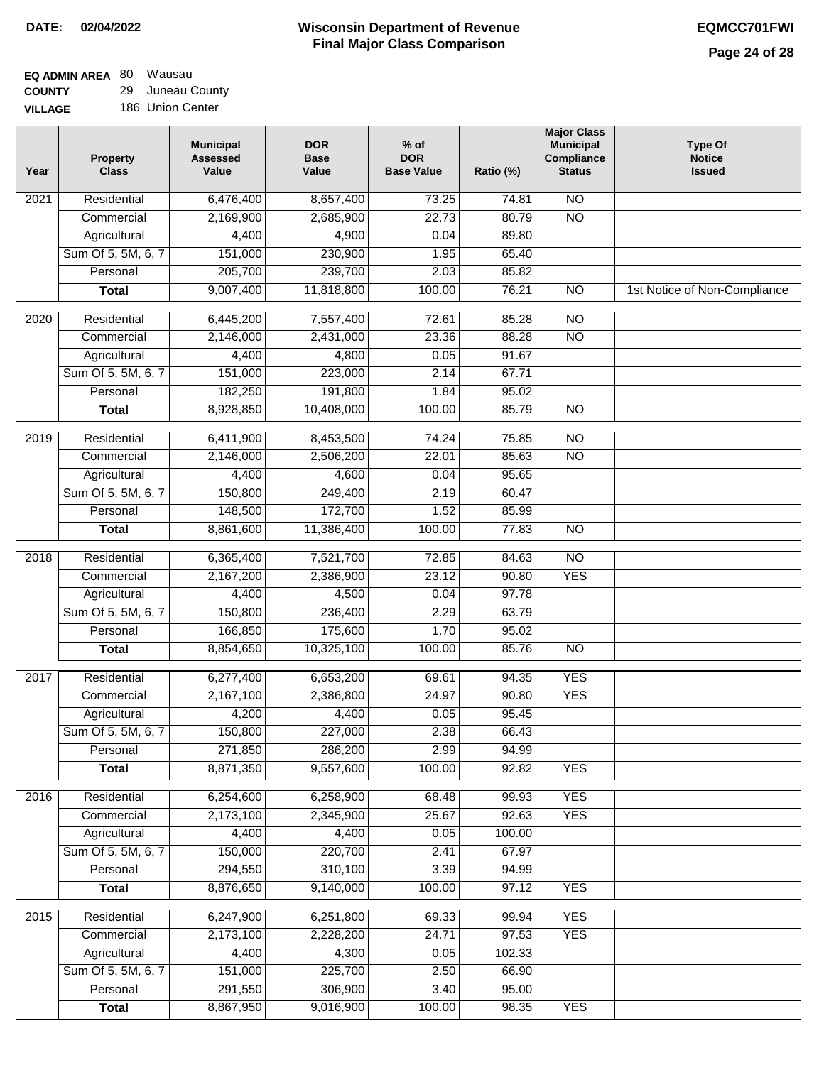**DATE:** 02/04/2022

# Wisconsin Department of Revenue
## Final Major Class Comparison

**EQMCC701FWI**

**EQ ADMIN AREA** 80 Wausau
**COUNTY** 29 Juneau County
**VILLAGE** 186 Union Center

| Year | Property Class | Municipal Assessed Value | DOR Base Value | % of DOR Base Value | Ratio (%) | Major Class Municipal Compliance Status | Type Of Notice Issued |
|---|---|---|---|---|---|---|---|
| 2021 | Residential | 6,476,400 | 8,657,400 | 73.25 | 74.81 | NO | |
| | Commercial | 2,169,900 | 2,685,900 | 22.73 | 80.79 | NO | |
| | Agricultural | 4,400 | 4,900 | 0.04 | 89.80 | | |
| | Sum Of 5, 5M, 6, 7 | 151,000 | 230,900 | 1.95 | 65.40 | | |
| | Personal | 205,700 | 239,700 | 2.03 | 85.82 | | |
| | **Total** | 9,007,400 | 11,818,800 | 100.00 | 76.21 | NO | 1st Notice of Non-Compliance |
| 2020 | Residential | 6,445,200 | 7,557,400 | 72.61 | 85.28 | NO | |
| | Commercial | 2,146,000 | 2,431,000 | 23.36 | 88.28 | NO | |
| | Agricultural | 4,400 | 4,800 | 0.05 | 91.67 | | |
| | Sum Of 5, 5M, 6, 7 | 151,000 | 223,000 | 2.14 | 67.71 | | |
| | Personal | 182,250 | 191,800 | 1.84 | 95.02 | | |
| | **Total** | 8,928,850 | 10,408,000 | 100.00 | 85.79 | NO | |
| 2019 | Residential | 6,411,900 | 8,453,500 | 74.24 | 75.85 | NO | |
| | Commercial | 2,146,000 | 2,506,200 | 22.01 | 85.63 | NO | |
| | Agricultural | 4,400 | 4,600 | 0.04 | 95.65 | | |
| | Sum Of 5, 5M, 6, 7 | 150,800 | 249,400 | 2.19 | 60.47 | | |
| | Personal | 148,500 | 172,700 | 1.52 | 85.99 | | |
| | **Total** | 8,861,600 | 11,386,400 | 100.00 | 77.83 | NO | |
| 2018 | Residential | 6,365,400 | 7,521,700 | 72.85 | 84.63 | NO | |
| | Commercial | 2,167,200 | 2,386,900 | 23.12 | 90.80 | YES | |
| | Agricultural | 4,400 | 4,500 | 0.04 | 97.78 | | |
| | Sum Of 5, 5M, 6, 7 | 150,800 | 236,400 | 2.29 | 63.79 | | |
| | Personal | 166,850 | 175,600 | 1.70 | 95.02 | | |
| | **Total** | 8,854,650 | 10,325,100 | 100.00 | 85.76 | NO | |
| 2017 | Residential | 6,277,400 | 6,653,200 | 69.61 | 94.35 | YES | |
| | Commercial | 2,167,100 | 2,386,800 | 24.97 | 90.80 | YES | |
| | Agricultural | 4,200 | 4,400 | 0.05 | 95.45 | | |
| | Sum Of 5, 5M, 6, 7 | 150,800 | 227,000 | 2.38 | 66.43 | | |
| | Personal | 271,850 | 286,200 | 2.99 | 94.99 | | |
| | **Total** | 8,871,350 | 9,557,600 | 100.00 | 92.82 | YES | |
| 2016 | Residential | 6,254,600 | 6,258,900 | 68.48 | 99.93 | YES | |
| | Commercial | 2,173,100 | 2,345,900 | 25.67 | 92.63 | YES | |
| | Agricultural | 4,400 | 4,400 | 0.05 | 100.00 | | |
| | Sum Of 5, 5M, 6, 7 | 150,000 | 220,700 | 2.41 | 67.97 | | |
| | Personal | 294,550 | 310,100 | 3.39 | 94.99 | | |
| | **Total** | 8,876,650 | 9,140,000 | 100.00 | 97.12 | YES | |
| 2015 | Residential | 6,247,900 | 6,251,800 | 69.33 | 99.94 | YES | |
| | Commercial | 2,173,100 | 2,228,200 | 24.71 | 97.53 | YES | |
| | Agricultural | 4,400 | 4,300 | 0.05 | 102.33 | | |
| | Sum Of 5, 5M, 6, 7 | 151,000 | 225,700 | 2.50 | 66.90 | | |
| | Personal | 291,550 | 306,900 | 3.40 | 95.00 | | |
| | **Total** | 8,867,950 | 9,016,900 | 100.00 | 98.35 | YES | |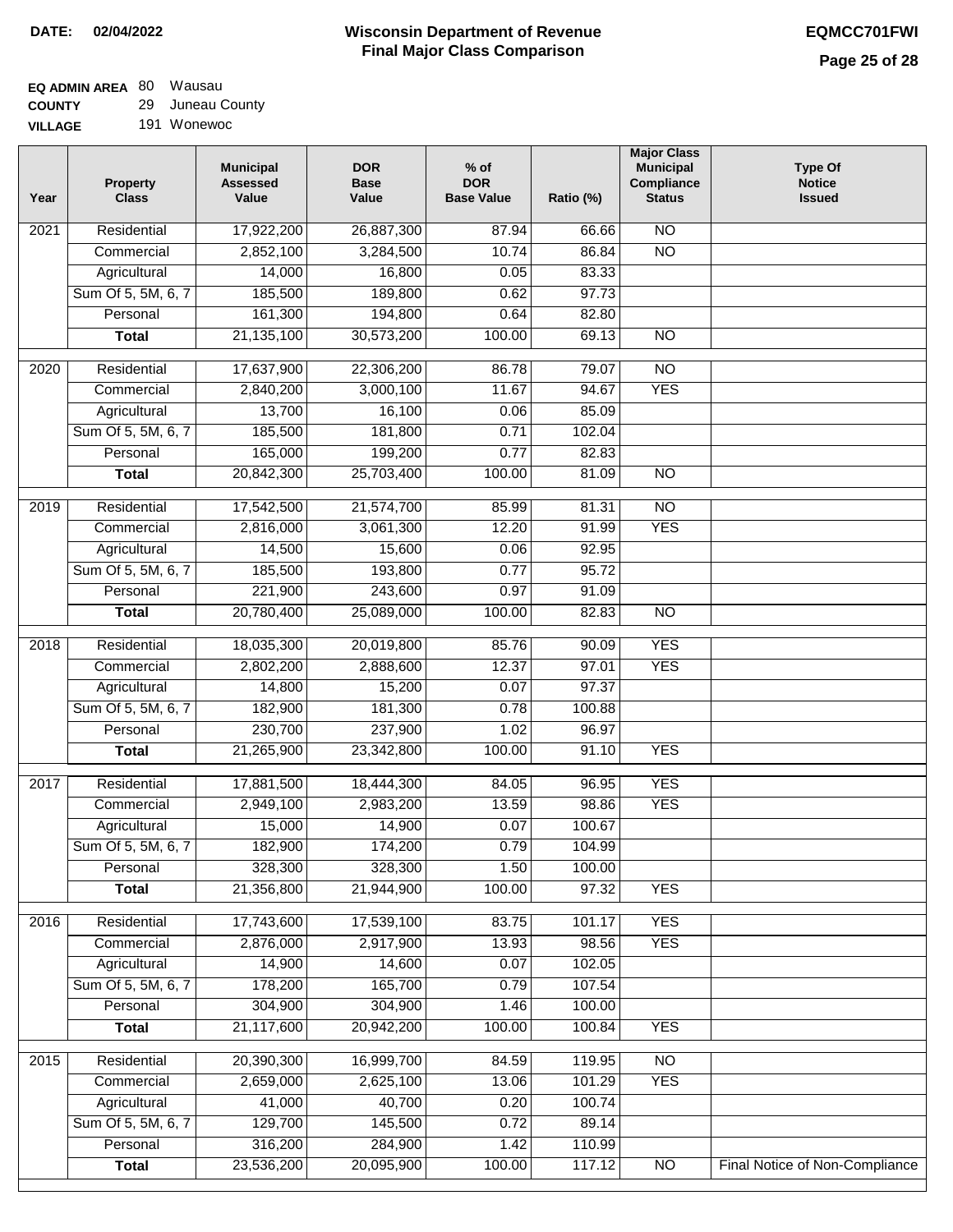**DATE: 02/04/2022**

# Wisconsin Department of Revenue
## Final Major Class Comparison

**EQMCC701FWI**

**EQ ADMIN AREA** 80 Wausau
**COUNTY** 29 Juneau County
**VILLAGE** 191 Wonewoc

| Year | Property Class | Municipal Assessed Value | DOR Base Value | % of DOR Base Value | Ratio (%) | Major Class Municipal Compliance Status | Type Of Notice Issued |
|---|---|---|---|---|---|---|---|
| 2021 | Residential | 17,922,200 | 26,887,300 | 87.94 | 66.66 | NO | |
| | Commercial | 2,852,100 | 3,284,500 | 10.74 | 86.84 | NO | |
| | Agricultural | 14,000 | 16,800 | 0.05 | 83.33 | | |
| | Sum Of 5, 5M, 6, 7 | 185,500 | 189,800 | 0.62 | 97.73 | | |
| | Personal | 161,300 | 194,800 | 0.64 | 82.80 | | |
| | **Total** | 21,135,100 | 30,573,200 | 100.00 | 69.13 | NO | |
| 2020 | Residential | 17,637,900 | 22,306,200 | 86.78 | 79.07 | NO | |
| | Commercial | 2,840,200 | 3,000,100 | 11.67 | 94.67 | YES | |
| | Agricultural | 13,700 | 16,100 | 0.06 | 85.09 | | |
| | Sum Of 5, 5M, 6, 7 | 185,500 | 181,800 | 0.71 | 102.04 | | |
| | Personal | 165,000 | 199,200 | 0.77 | 82.83 | | |
| | **Total** | 20,842,300 | 25,703,400 | 100.00 | 81.09 | NO | |
| 2019 | Residential | 17,542,500 | 21,574,700 | 85.99 | 81.31 | NO | |
| | Commercial | 2,816,000 | 3,061,300 | 12.20 | 91.99 | YES | |
| | Agricultural | 14,500 | 15,600 | 0.06 | 92.95 | | |
| | Sum Of 5, 5M, 6, 7 | 185,500 | 193,800 | 0.77 | 95.72 | | |
| | Personal | 221,900 | 243,600 | 0.97 | 91.09 | | |
| | **Total** | 20,780,400 | 25,089,000 | 100.00 | 82.83 | NO | |
| 2018 | Residential | 18,035,300 | 20,019,800 | 85.76 | 90.09 | YES | |
| | Commercial | 2,802,200 | 2,888,600 | 12.37 | 97.01 | YES | |
| | Agricultural | 14,800 | 15,200 | 0.07 | 97.37 | | |
| | Sum Of 5, 5M, 6, 7 | 182,900 | 181,300 | 0.78 | 100.88 | | |
| | Personal | 230,700 | 237,900 | 1.02 | 96.97 | | |
| | **Total** | 21,265,900 | 23,342,800 | 100.00 | 91.10 | YES | |
| 2017 | Residential | 17,881,500 | 18,444,300 | 84.05 | 96.95 | YES | |
| | Commercial | 2,949,100 | 2,983,200 | 13.59 | 98.86 | YES | |
| | Agricultural | 15,000 | 14,900 | 0.07 | 100.67 | | |
| | Sum Of 5, 5M, 6, 7 | 182,900 | 174,200 | 0.79 | 104.99 | | |
| | Personal | 328,300 | 328,300 | 1.50 | 100.00 | | |
| | **Total** | 21,356,800 | 21,944,900 | 100.00 | 97.32 | YES | |
| 2016 | Residential | 17,743,600 | 17,539,100 | 83.75 | 101.17 | YES | |
| | Commercial | 2,876,000 | 2,917,900 | 13.93 | 98.56 | YES | |
| | Agricultural | 14,900 | 14,600 | 0.07 | 102.05 | | |
| | Sum Of 5, 5M, 6, 7 | 178,200 | 165,700 | 0.79 | 107.54 | | |
| | Personal | 304,900 | 304,900 | 1.46 | 100.00 | | |
| | **Total** | 21,117,600 | 20,942,200 | 100.00 | 100.84 | YES | |
| 2015 | Residential | 20,390,300 | 16,999,700 | 84.59 | 119.95 | NO | |
| | Commercial | 2,659,000 | 2,625,100 | 13.06 | 101.29 | YES | |
| | Agricultural | 41,000 | 40,700 | 0.20 | 100.74 | | |
| | Sum Of 5, 5M, 6, 7 | 129,700 | 145,500 | 0.72 | 89.14 | | |
| | Personal | 316,200 | 284,900 | 1.42 | 110.99 | | |
| | **Total** | 23,536,200 | 20,095,900 | 100.00 | 117.12 | NO | Final Notice of Non-Compliance |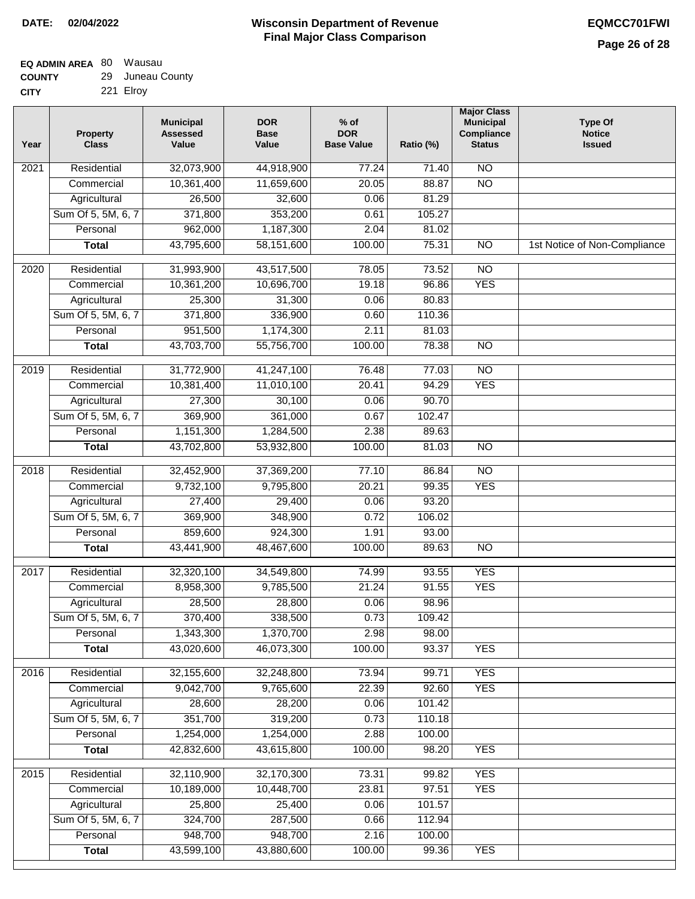**DATE:** 02/04/2022

# Wisconsin Department of Revenue
## Final Major Class Comparison

**EQMCC701FWI**

**EQ ADMIN AREA** 80 Wausau
**COUNTY** 29 Juneau County
**CITY** 221 Elroy

| Year | Property Class | Municipal Assessed Value | DOR Base Value | % of DOR Base Value | Ratio (%) | Major Class Municipal Compliance Status | Type Of Notice Issued |
|---|---|---|---|---|---|---|---|
| 2021 | Residential | 32,073,900 | 44,918,900 | 77.24 | 71.40 | NO | |
| | Commercial | 10,361,400 | 11,659,600 | 20.05 | 88.87 | NO | |
| | Agricultural | 26,500 | 32,600 | 0.06 | 81.29 | | |
| | Sum Of 5, 5M, 6, 7 | 371,800 | 353,200 | 0.61 | 105.27 | | |
| | Personal | 962,000 | 1,187,300 | 2.04 | 81.02 | | |
| | **Total** | 43,795,600 | 58,151,600 | 100.00 | 75.31 | NO | 1st Notice of Non-Compliance |
| 2020 | Residential | 31,993,900 | 43,517,500 | 78.05 | 73.52 | NO | |
| | Commercial | 10,361,200 | 10,696,700 | 19.18 | 96.86 | YES | |
| | Agricultural | 25,300 | 31,300 | 0.06 | 80.83 | | |
| | Sum Of 5, 5M, 6, 7 | 371,800 | 336,900 | 0.60 | 110.36 | | |
| | Personal | 951,500 | 1,174,300 | 2.11 | 81.03 | | |
| | **Total** | 43,703,700 | 55,756,700 | 100.00 | 78.38 | NO | |
| 2019 | Residential | 31,772,900 | 41,247,100 | 76.48 | 77.03 | NO | |
| | Commercial | 10,381,400 | 11,010,100 | 20.41 | 94.29 | YES | |
| | Agricultural | 27,300 | 30,100 | 0.06 | 90.70 | | |
| | Sum Of 5, 5M, 6, 7 | 369,900 | 361,000 | 0.67 | 102.47 | | |
| | Personal | 1,151,300 | 1,284,500 | 2.38 | 89.63 | | |
| | **Total** | 43,702,800 | 53,932,800 | 100.00 | 81.03 | NO | |
| 2018 | Residential | 32,452,900 | 37,369,200 | 77.10 | 86.84 | NO | |
| | Commercial | 9,732,100 | 9,795,800 | 20.21 | 99.35 | YES | |
| | Agricultural | 27,400 | 29,400 | 0.06 | 93.20 | | |
| | Sum Of 5, 5M, 6, 7 | 369,900 | 348,900 | 0.72 | 106.02 | | |
| | Personal | 859,600 | 924,300 | 1.91 | 93.00 | | |
| | **Total** | 43,441,900 | 48,467,600 | 100.00 | 89.63 | NO | |
| 2017 | Residential | 32,320,100 | 34,549,800 | 74.99 | 93.55 | YES | |
| | Commercial | 8,958,300 | 9,785,500 | 21.24 | 91.55 | YES | |
| | Agricultural | 28,500 | 28,800 | 0.06 | 98.96 | | |
| | Sum Of 5, 5M, 6, 7 | 370,400 | 338,500 | 0.73 | 109.42 | | |
| | Personal | 1,343,300 | 1,370,700 | 2.98 | 98.00 | | |
| | **Total** | 43,020,600 | 46,073,300 | 100.00 | 93.37 | YES | |
| 2016 | Residential | 32,155,600 | 32,248,800 | 73.94 | 99.71 | YES | |
| | Commercial | 9,042,700 | 9,765,600 | 22.39 | 92.60 | YES | |
| | Agricultural | 28,600 | 28,200 | 0.06 | 101.42 | | |
| | Sum Of 5, 5M, 6, 7 | 351,700 | 319,200 | 0.73 | 110.18 | | |
| | Personal | 1,254,000 | 1,254,000 | 2.88 | 100.00 | | |
| | **Total** | 42,832,600 | 43,615,800 | 100.00 | 98.20 | YES | |
| 2015 | Residential | 32,110,900 | 32,170,300 | 73.31 | 99.82 | YES | |
| | Commercial | 10,189,000 | 10,448,700 | 23.81 | 97.51 | YES | |
| | Agricultural | 25,800 | 25,400 | 0.06 | 101.57 | | |
| | Sum Of 5, 5M, 6, 7 | 324,700 | 287,500 | 0.66 | 112.94 | | |
| | Personal | 948,700 | 948,700 | 2.16 | 100.00 | | |
| | **Total** | 43,599,100 | 43,880,600 | 100.00 | 99.36 | YES | |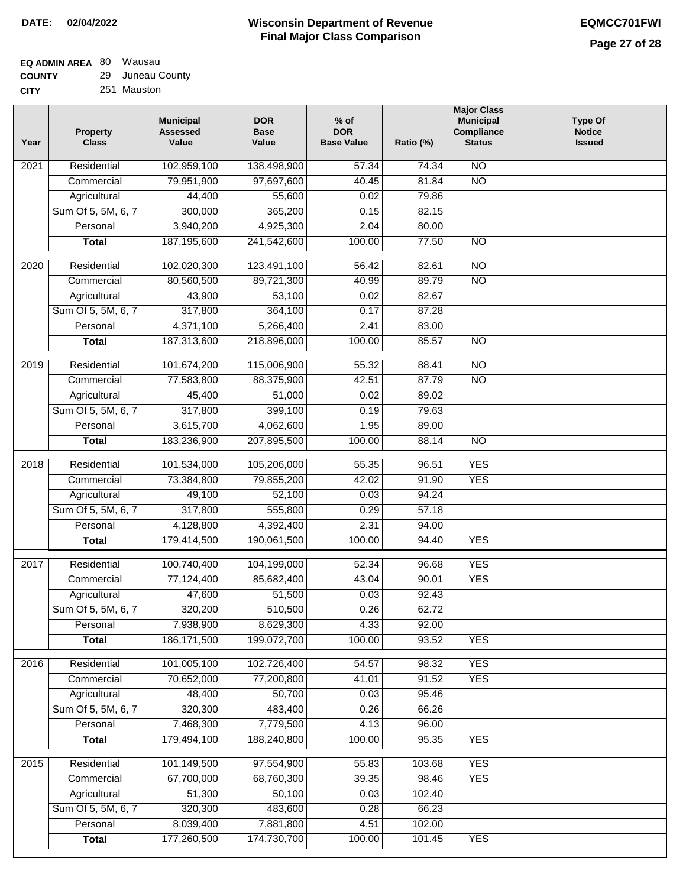**DATE: 02/04/2022**

# Wisconsin Department of Revenue
## Final Major Class Comparison

**EQMCC701FWI**

**EQ ADMIN AREA** 80 Wausau
**COUNTY** 29 Juneau County
**CITY** 251 Mauston

| Year | Property Class | Municipal Assessed Value | DOR Base Value | % of DOR Base Value | Ratio (%) | Major Class Municipal Compliance Status | Type Of Notice Issued |
|---|---|---|---|---|---|---|---|
| 2021 | Residential | 102,959,100 | 138,498,900 | 57.34 | 74.34 | NO | |
| | Commercial | 79,951,900 | 97,697,600 | 40.45 | 81.84 | NO | |
| | Agricultural | 44,400 | 55,600 | 0.02 | 79.86 | | |
| | Sum Of 5, 5M, 6, 7 | 300,000 | 365,200 | 0.15 | 82.15 | | |
| | Personal | 3,940,200 | 4,925,300 | 2.04 | 80.00 | | |
| | **Total** | 187,195,600 | 241,542,600 | 100.00 | 77.50 | NO | |
| 2020 | Residential | 102,020,300 | 123,491,100 | 56.42 | 82.61 | NO | |
| | Commercial | 80,560,500 | 89,721,300 | 40.99 | 89.79 | NO | |
| | Agricultural | 43,900 | 53,100 | 0.02 | 82.67 | | |
| | Sum Of 5, 5M, 6, 7 | 317,800 | 364,100 | 0.17 | 87.28 | | |
| | Personal | 4,371,100 | 5,266,400 | 2.41 | 83.00 | | |
| | **Total** | 187,313,600 | 218,896,000 | 100.00 | 85.57 | NO | |
| 2019 | Residential | 101,674,200 | 115,006,900 | 55.32 | 88.41 | NO | |
| | Commercial | 77,583,800 | 88,375,900 | 42.51 | 87.79 | NO | |
| | Agricultural | 45,400 | 51,000 | 0.02 | 89.02 | | |
| | Sum Of 5, 5M, 6, 7 | 317,800 | 399,100 | 0.19 | 79.63 | | |
| | Personal | 3,615,700 | 4,062,600 | 1.95 | 89.00 | | |
| | **Total** | 183,236,900 | 207,895,500 | 100.00 | 88.14 | NO | |
| 2018 | Residential | 101,534,000 | 105,206,000 | 55.35 | 96.51 | YES | |
| | Commercial | 73,384,800 | 79,855,200 | 42.02 | 91.90 | YES | |
| | Agricultural | 49,100 | 52,100 | 0.03 | 94.24 | | |
| | Sum Of 5, 5M, 6, 7 | 317,800 | 555,800 | 0.29 | 57.18 | | |
| | Personal | 4,128,800 | 4,392,400 | 2.31 | 94.00 | | |
| | **Total** | 179,414,500 | 190,061,500 | 100.00 | 94.40 | YES | |
| 2017 | Residential | 100,740,400 | 104,199,000 | 52.34 | 96.68 | YES | |
| | Commercial | 77,124,400 | 85,682,400 | 43.04 | 90.01 | YES | |
| | Agricultural | 47,600 | 51,500 | 0.03 | 92.43 | | |
| | Sum Of 5, 5M, 6, 7 | 320,200 | 510,500 | 0.26 | 62.72 | | |
| | Personal | 7,938,900 | 8,629,300 | 4.33 | 92.00 | | |
| | **Total** | 186,171,500 | 199,072,700 | 100.00 | 93.52 | YES | |
| 2016 | Residential | 101,005,100 | 102,726,400 | 54.57 | 98.32 | YES | |
| | Commercial | 70,652,000 | 77,200,800 | 41.01 | 91.52 | YES | |
| | Agricultural | 48,400 | 50,700 | 0.03 | 95.46 | | |
| | Sum Of 5, 5M, 6, 7 | 320,300 | 483,400 | 0.26 | 66.26 | | |
| | Personal | 7,468,300 | 7,779,500 | 4.13 | 96.00 | | |
| | **Total** | 179,494,100 | 188,240,800 | 100.00 | 95.35 | YES | |
| 2015 | Residential | 101,149,500 | 97,554,900 | 55.83 | 103.68 | YES | |
| | Commercial | 67,700,000 | 68,760,300 | 39.35 | 98.46 | YES | |
| | Agricultural | 51,300 | 50,100 | 0.03 | 102.40 | | |
| | Sum Of 5, 5M, 6, 7 | 320,300 | 483,600 | 0.28 | 66.23 | | |
| | Personal | 8,039,400 | 7,881,800 | 4.51 | 102.00 | | |
| | **Total** | 177,260,500 | 174,730,700 | 100.00 | 101.45 | YES | |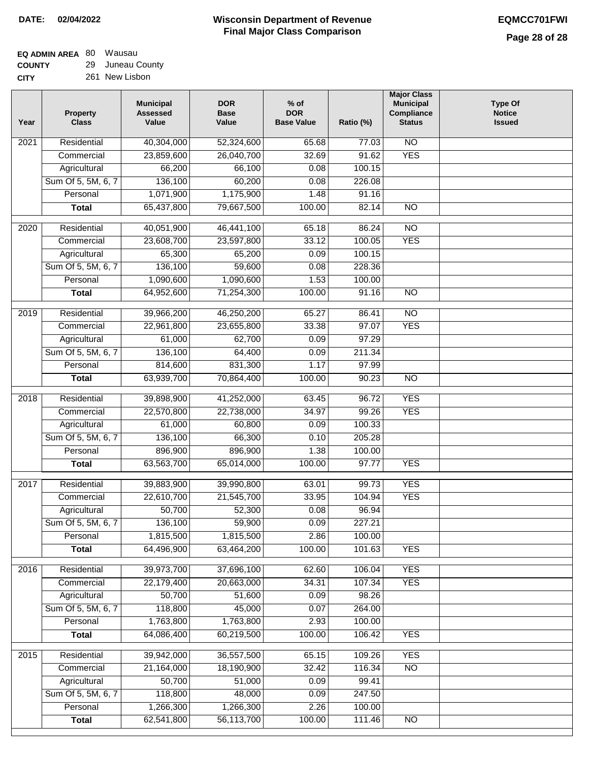**DATE: 02/04/2022**

# Wisconsin Department of Revenue
## Final Major Class Comparison

**EQMCC701FWI**

**EQ ADMIN AREA** 80 Wausau
**COUNTY** 29 Juneau County
**CITY** 261 New Lisbon

| Year | Property Class | Municipal Assessed Value | DOR Base Value | % of DOR Base Value | Ratio (%) | Major Class Municipal Compliance Status | Type Of Notice Issued |
|---|---|---|---|---|---|---|---|
| 2021 | Residential | 40,304,000 | 52,324,600 | 65.68 | 77.03 | NO | |
| | Commercial | 23,859,600 | 26,040,700 | 32.69 | 91.62 | YES | |
| | Agricultural | 66,200 | 66,100 | 0.08 | 100.15 | | |
| | Sum Of 5, 5M, 6, 7 | 136,100 | 60,200 | 0.08 | 226.08 | | |
| | Personal | 1,071,900 | 1,175,900 | 1.48 | 91.16 | | |
| | **Total** | 65,437,800 | 79,667,500 | 100.00 | 82.14 | NO | |
| 2020 | Residential | 40,051,900 | 46,441,100 | 65.18 | 86.24 | NO | |
| | Commercial | 23,608,700 | 23,597,800 | 33.12 | 100.05 | YES | |
| | Agricultural | 65,300 | 65,200 | 0.09 | 100.15 | | |
| | Sum Of 5, 5M, 6, 7 | 136,100 | 59,600 | 0.08 | 228.36 | | |
| | Personal | 1,090,600 | 1,090,600 | 1.53 | 100.00 | | |
| | **Total** | 64,952,600 | 71,254,300 | 100.00 | 91.16 | NO | |
| 2019 | Residential | 39,966,200 | 46,250,200 | 65.27 | 86.41 | NO | |
| | Commercial | 22,961,800 | 23,655,800 | 33.38 | 97.07 | YES | |
| | Agricultural | 61,000 | 62,700 | 0.09 | 97.29 | | |
| | Sum Of 5, 5M, 6, 7 | 136,100 | 64,400 | 0.09 | 211.34 | | |
| | Personal | 814,600 | 831,300 | 1.17 | 97.99 | | |
| | **Total** | 63,939,700 | 70,864,400 | 100.00 | 90.23 | NO | |
| 2018 | Residential | 39,898,900 | 41,252,000 | 63.45 | 96.72 | YES | |
| | Commercial | 22,570,800 | 22,738,000 | 34.97 | 99.26 | YES | |
| | Agricultural | 61,000 | 60,800 | 0.09 | 100.33 | | |
| | Sum Of 5, 5M, 6, 7 | 136,100 | 66,300 | 0.10 | 205.28 | | |
| | Personal | 896,900 | 896,900 | 1.38 | 100.00 | | |
| | **Total** | 63,563,700 | 65,014,000 | 100.00 | 97.77 | YES | |
| 2017 | Residential | 39,883,900 | 39,990,800 | 63.01 | 99.73 | YES | |
| | Commercial | 22,610,700 | 21,545,700 | 33.95 | 104.94 | YES | |
| | Agricultural | 50,700 | 52,300 | 0.08 | 96.94 | | |
| | Sum Of 5, 5M, 6, 7 | 136,100 | 59,900 | 0.09 | 227.21 | | |
| | Personal | 1,815,500 | 1,815,500 | 2.86 | 100.00 | | |
| | **Total** | 64,496,900 | 63,464,200 | 100.00 | 101.63 | YES | |
| 2016 | Residential | 39,973,700 | 37,696,100 | 62.60 | 106.04 | YES | |
| | Commercial | 22,179,400 | 20,663,000 | 34.31 | 107.34 | YES | |
| | Agricultural | 50,700 | 51,600 | 0.09 | 98.26 | | |
| | Sum Of 5, 5M, 6, 7 | 118,800 | 45,000 | 0.07 | 264.00 | | |
| | Personal | 1,763,800 | 1,763,800 | 2.93 | 100.00 | | |
| | **Total** | 64,086,400 | 60,219,500 | 100.00 | 106.42 | YES | |
| 2015 | Residential | 39,942,000 | 36,557,500 | 65.15 | 109.26 | YES | |
| | Commercial | 21,164,000 | 18,190,900 | 32.42 | 116.34 | NO | |
| | Agricultural | 50,700 | 51,000 | 0.09 | 99.41 | | |
| | Sum Of 5, 5M, 6, 7 | 118,800 | 48,000 | 0.09 | 247.50 | | |
| | Personal | 1,266,300 | 1,266,300 | 2.26 | 100.00 | | |
| | **Total** | 62,541,800 | 56,113,700 | 100.00 | 111.46 | NO | |